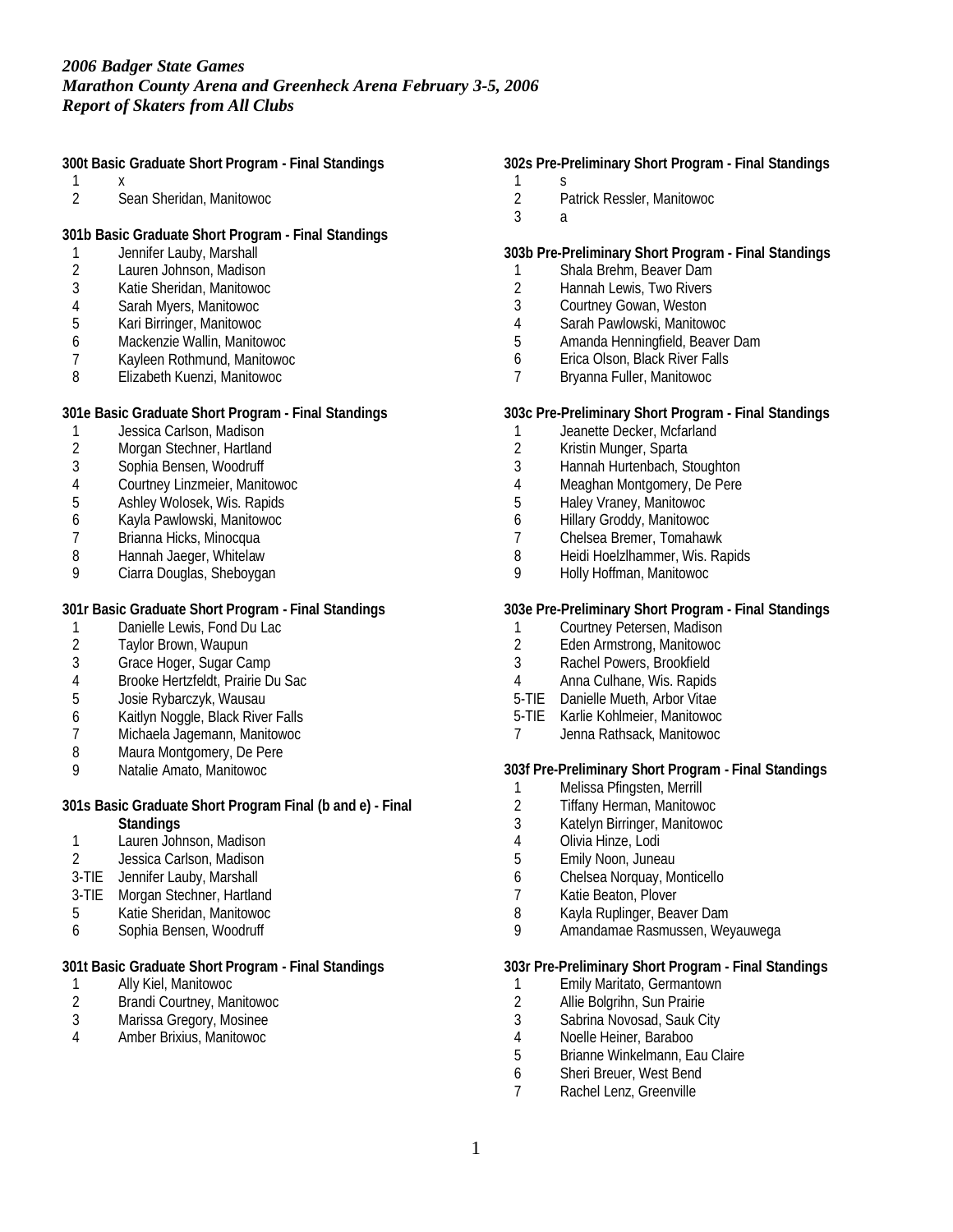*2006 Badger State Games*
*Marathon County Arena and Greenheck Arena February 3-5, 2006*
*Report of Skaters from All Clubs*

**300t Basic Graduate Short Program - Final Standings**

| | |
|---|---|
| 1 | x |
| 2 | Sean Sheridan, Manitowoc |

**301b Basic Graduate Short Program - Final Standings**

| | |
|---|---|
| 1 | Jennifer Lauby, Marshall |
| 2 | Lauren Johnson, Madison |
| 3 | Katie Sheridan, Manitowoc |
| 4 | Sarah Myers, Manitowoc |
| 5 | Kari Birringer, Manitowoc |
| 6 | Mackenzie Wallin, Manitowoc |
| 7 | Kayleen Rothmund, Manitowoc |
| 8 | Elizabeth Kuenzi, Manitowoc |

**301e Basic Graduate Short Program - Final Standings**

| | |
|---|---|
| 1 | Jessica Carlson, Madison |
| 2 | Morgan Stechner, Hartland |
| 3 | Sophia Bensen, Woodruff |
| 4 | Courtney Linzmeier, Manitowoc |
| 5 | Ashley Wolosek, Wis. Rapids |
| 6 | Kayla Pawlowski, Manitowoc |
| 7 | Brianna Hicks, Minocqua |
| 8 | Hannah Jaeger, Whitelaw |
| 9 | Ciarra Douglas, Sheboygan |

**301r Basic Graduate Short Program - Final Standings**

| | |
|---|---|
| 1 | Danielle Lewis, Fond Du Lac |
| 2 | Taylor Brown, Waupun |
| 3 | Grace Hoger, Sugar Camp |
| 4 | Brooke Hertzfeldt, Prairie Du Sac |
| 5 | Josie Rybarczyk, Wausau |
| 6 | Kaitlyn Noggle, Black River Falls |
| 7 | Michaela Jagemann, Manitowoc |
| 8 | Maura Montgomery, De Pere |
| 9 | Natalie Amato, Manitowoc |

**301s Basic Graduate Short Program Final (b and e) - Final Standings**

| | |
|---|---|
| 1 | Lauren Johnson, Madison |
| 2 | Jessica Carlson, Madison |
| 3-TIE | Jennifer Lauby, Marshall |
| 3-TIE | Morgan Stechner, Hartland |
| 5 | Katie Sheridan, Manitowoc |
| 6 | Sophia Bensen, Woodruff |

**301t Basic Graduate Short Program - Final Standings**

| | |
|---|---|
| 1 | Ally Kiel, Manitowoc |
| 2 | Brandi Courtney, Manitowoc |
| 3 | Marissa Gregory, Mosinee |
| 4 | Amber Brixius, Manitowoc |

**302s Pre-Preliminary Short Program - Final Standings**

| | |
|---|---|
| 1 | s |
| 2 | Patrick Ressler, Manitowoc |
| 3 | a |

**303b Pre-Preliminary Short Program - Final Standings**

| | |
|---|---|
| 1 | Shala Brehm, Beaver Dam |
| 2 | Hannah Lewis, Two Rivers |
| 3 | Courtney Gowan, Weston |
| 4 | Sarah Pawlowski, Manitowoc |
| 5 | Amanda Henningfield, Beaver Dam |
| 6 | Erica Olson, Black River Falls |
| 7 | Bryanna Fuller, Manitowoc |

**303c Pre-Preliminary Short Program - Final Standings**

| | |
|---|---|
| 1 | Jeanette Decker, Mcfarland |
| 2 | Kristin Munger, Sparta |
| 3 | Hannah Hurtenbach, Stoughton |
| 4 | Meaghan Montgomery, De Pere |
| 5 | Haley Vraney, Manitowoc |
| 6 | Hillary Groddy, Manitowoc |
| 7 | Chelsea Bremer, Tomahawk |
| 8 | Heidi Hoelzlhammer, Wis. Rapids |
| 9 | Holly Hoffman, Manitowoc |

**303e Pre-Preliminary Short Program - Final Standings**

| | |
|---|---|
| 1 | Courtney Petersen, Madison |
| 2 | Eden Armstrong, Manitowoc |
| 3 | Rachel Powers, Brookfield |
| 4 | Anna Culhane, Wis. Rapids |
| 5-TIE | Danielle Mueth, Arbor Vitae |
| 5-TIE | Karlie Kohlmeier, Manitowoc |
| 7 | Jenna Rathsack, Manitowoc |

**303f Pre-Preliminary Short Program - Final Standings**

| | |
|---|---|
| 1 | Melissa Pfingsten, Merrill |
| 2 | Tiffany Herman, Manitowoc |
| 3 | Katelyn Birringer, Manitowoc |
| 4 | Olivia Hinze, Lodi |
| 5 | Emily Noon, Juneau |
| 6 | Chelsea Norquay, Monticello |
| 7 | Katie Beaton, Plover |
| 8 | Kayla Ruplinger, Beaver Dam |
| 9 | Amandamae Rasmussen, Weyauwega |

**303r Pre-Preliminary Short Program - Final Standings**

| | |
|---|---|
| 1 | Emily Maritato, Germantown |
| 2 | Allie Bolgrihn, Sun Prairie |
| 3 | Sabrina Novosad, Sauk City |
| 4 | Noelle Heiner, Baraboo |
| 5 | Brianne Winkelmann, Eau Claire |
| 6 | Sheri Breuer, West Bend |
| 7 | Rachel Lenz, Greenville |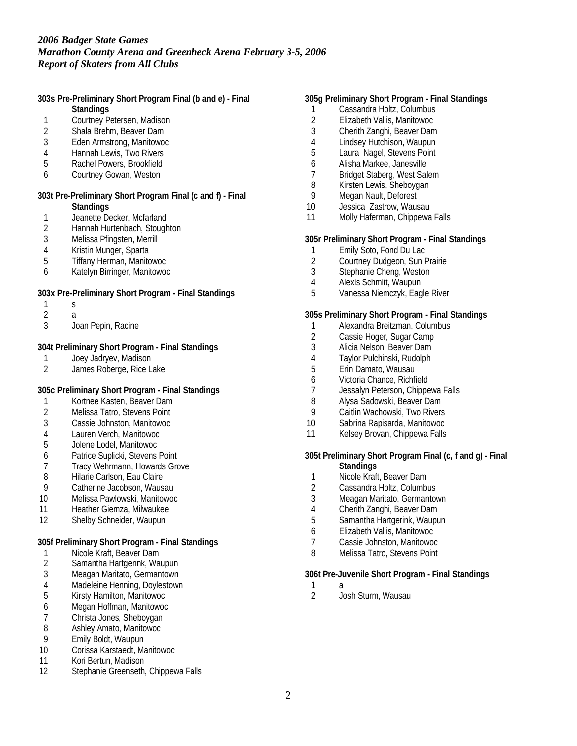*2006 Badger State Games*
*Marathon County Arena and Greenheck Arena February 3-5, 2006*
*Report of Skaters from All Clubs*

**303s Pre-Preliminary Short Program Final (b and e) - Final Standings**

1 Courtney Petersen, Madison
2 Shala Brehm, Beaver Dam
3 Eden Armstrong, Manitowoc
4 Hannah Lewis, Two Rivers
5 Rachel Powers, Brookfield
6 Courtney Gowan, Weston

**303t Pre-Preliminary Short Program Final (c and f) - Final Standings**

1 Jeanette Decker, Mcfarland
2 Hannah Hurtenbach, Stoughton
3 Melissa Pfingsten, Merrill
4 Kristin Munger, Sparta
5 Tiffany Herman, Manitowoc
6 Katelyn Birringer, Manitowoc

**303x Pre-Preliminary Short Program - Final Standings**

1 s
2 a
3 Joan Pepin, Racine

**304t Preliminary Short Program - Final Standings**

1 Joey Jadryev, Madison
2 James Roberge, Rice Lake

**305c Preliminary Short Program - Final Standings**

1 Kortnee Kasten, Beaver Dam
2 Melissa Tatro, Stevens Point
3 Cassie Johnston, Manitowoc
4 Lauren Verch, Manitowoc
5 Jolene Lodel, Manitowoc
6 Patrice Suplicki, Stevens Point
7 Tracy Wehrmann, Howards Grove
8 Hilarie Carlson, Eau Claire
9 Catherine Jacobson, Wausau
10 Melissa Pawlowski, Manitowoc
11 Heather Giemza, Milwaukee
12 Shelby Schneider, Waupun

**305f Preliminary Short Program - Final Standings**

1 Nicole Kraft, Beaver Dam
2 Samantha Hartgerink, Waupun
3 Meagan Maritato, Germantown
4 Madeleine Henning, Doylestown
5 Kirsty Hamilton, Manitowoc
6 Megan Hoffman, Manitowoc
7 Christa Jones, Sheboygan
8 Ashley Amato, Manitowoc
9 Emily Boldt, Waupun
10 Corissa Karstaedt, Manitowoc
11 Kori Bertun, Madison
12 Stephanie Greenseth, Chippewa Falls

**305g Preliminary Short Program - Final Standings**

1 Cassandra Holtz, Columbus
2 Elizabeth Vallis, Manitowoc
3 Cherith Zanghi, Beaver Dam
4 Lindsey Hutchison, Waupun
5 Laura Nagel, Stevens Point
6 Alisha Markee, Janesville
7 Bridget Staberg, West Salem
8 Kirsten Lewis, Sheboygan
9 Megan Nault, Deforest
10 Jessica Zastrow, Wausau
11 Molly Haferman, Chippewa Falls

**305r Preliminary Short Program - Final Standings**

1 Emily Soto, Fond Du Lac
2 Courtney Dudgeon, Sun Prairie
3 Stephanie Cheng, Weston
4 Alexis Schmitt, Waupun
5 Vanessa Niemczyk, Eagle River

**305s Preliminary Short Program - Final Standings**

1 Alexandra Breitzman, Columbus
2 Cassie Hoger, Sugar Camp
3 Alicia Nelson, Beaver Dam
4 Taylor Pulchinski, Rudolph
5 Erin Damato, Wausau
6 Victoria Chance, Richfield
7 Jessalyn Peterson, Chippewa Falls
8 Alysa Sadowski, Beaver Dam
9 Caitlin Wachowski, Two Rivers
10 Sabrina Rapisarda, Manitowoc
11 Kelsey Brovan, Chippewa Falls

**305t Preliminary Short Program Final (c, f and g) - Final Standings**

1 Nicole Kraft, Beaver Dam
2 Cassandra Holtz, Columbus
3 Meagan Maritato, Germantown
4 Cherith Zanghi, Beaver Dam
5 Samantha Hartgerink, Waupun
6 Elizabeth Vallis, Manitowoc
7 Cassie Johnston, Manitowoc
8 Melissa Tatro, Stevens Point

**306t Pre-Juvenile Short Program - Final Standings**

1 a
2 Josh Sturm, Wausau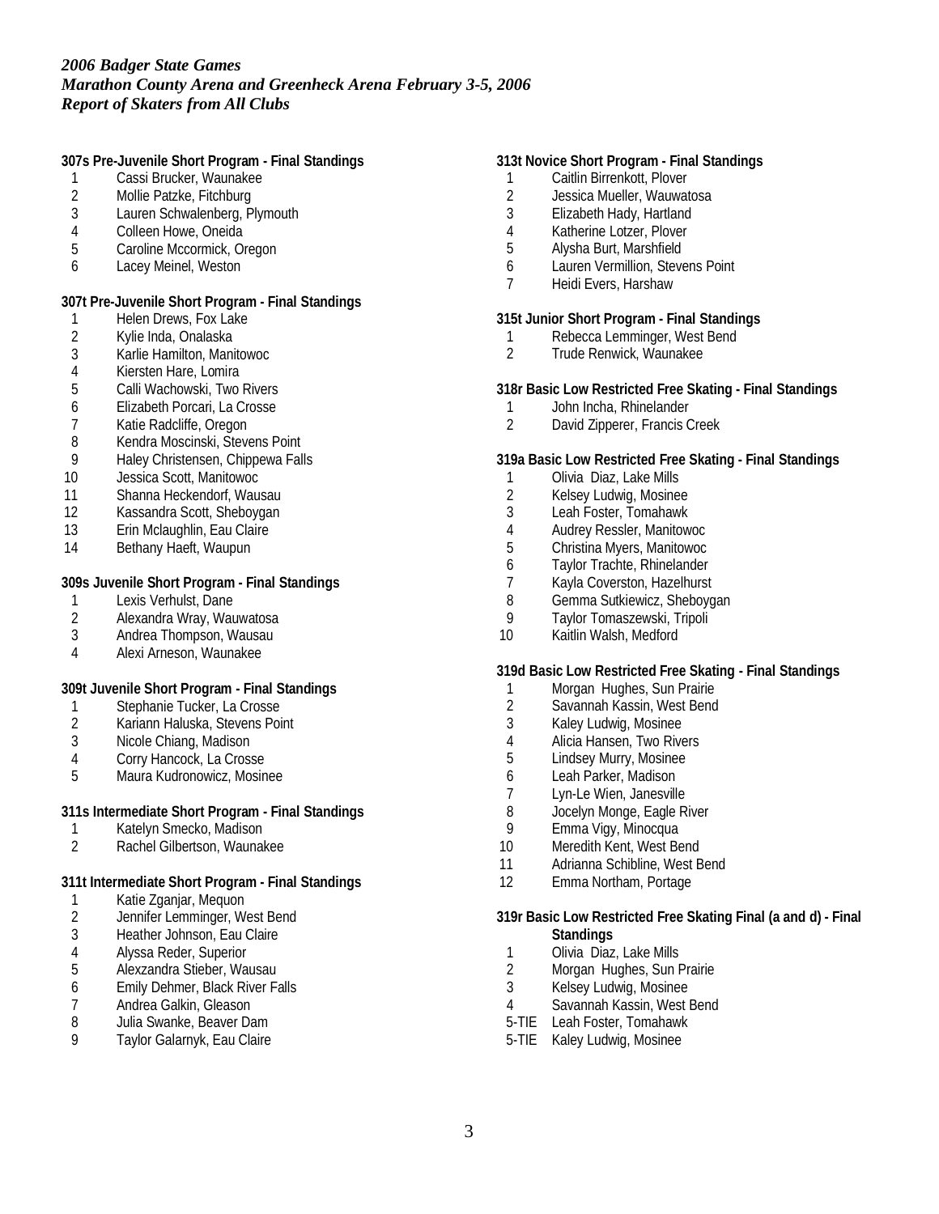*2006 Badger State Games*
*Marathon County Arena and Greenheck Arena February 3-5, 2006*
*Report of Skaters from All Clubs*

**307s Pre-Juvenile Short Program - Final Standings**

1 Cassi Brucker, Waunakee
2 Mollie Patzke, Fitchburg
3 Lauren Schwalenberg, Plymouth
4 Colleen Howe, Oneida
5 Caroline Mccormick, Oregon
6 Lacey Meinel, Weston

**307t Pre-Juvenile Short Program - Final Standings**

1 Helen Drews, Fox Lake
2 Kylie Inda, Onalaska
3 Karlie Hamilton, Manitowoc
4 Kiersten Hare, Lomira
5 Calli Wachowski, Two Rivers
6 Elizabeth Porcari, La Crosse
7 Katie Radcliffe, Oregon
8 Kendra Moscinski, Stevens Point
9 Haley Christensen, Chippewa Falls
10 Jessica Scott, Manitowoc
11 Shanna Heckendorf, Wausau
12 Kassandra Scott, Sheboygan
13 Erin Mclaughlin, Eau Claire
14 Bethany Haeft, Waupun

**309s Juvenile Short Program - Final Standings**

1 Lexis Verhulst, Dane
2 Alexandra Wray, Wauwatosa
3 Andrea Thompson, Wausau
4 Alexi Arneson, Waunakee

**309t Juvenile Short Program - Final Standings**

1 Stephanie Tucker, La Crosse
2 Kariann Haluska, Stevens Point
3 Nicole Chiang, Madison
4 Corry Hancock, La Crosse
5 Maura Kudronowicz, Mosinee

**311s Intermediate Short Program - Final Standings**

1 Katelyn Smecko, Madison
2 Rachel Gilbertson, Waunakee

**311t Intermediate Short Program - Final Standings**

1 Katie Zganjar, Mequon
2 Jennifer Lemminger, West Bend
3 Heather Johnson, Eau Claire
4 Alyssa Reder, Superior
5 Alexzandra Stieber, Wausau
6 Emily Dehmer, Black River Falls
7 Andrea Galkin, Gleason
8 Julia Swanke, Beaver Dam
9 Taylor Galarnyk, Eau Claire

**313t Novice Short Program - Final Standings**

1 Caitlin Birrenkott, Plover
2 Jessica Mueller, Wauwatosa
3 Elizabeth Hady, Hartland
4 Katherine Lotzer, Plover
5 Alysha Burt, Marshfield
6 Lauren Vermillion, Stevens Point
7 Heidi Evers, Harshaw

**315t Junior Short Program - Final Standings**

1 Rebecca Lemminger, West Bend
2 Trude Renwick, Waunakee

**318r Basic Low Restricted Free Skating - Final Standings**

1 John Incha, Rhinelander
2 David Zipperer, Francis Creek

**319a Basic Low Restricted Free Skating - Final Standings**

1 Olivia Diaz, Lake Mills
2 Kelsey Ludwig, Mosinee
3 Leah Foster, Tomahawk
4 Audrey Ressler, Manitowoc
5 Christina Myers, Manitowoc
6 Taylor Trachte, Rhinelander
7 Kayla Coverston, Hazelhurst
8 Gemma Sutkiewicz, Sheboygan
9 Taylor Tomaszewski, Tripoli
10 Kaitlin Walsh, Medford

**319d Basic Low Restricted Free Skating - Final Standings**

1 Morgan Hughes, Sun Prairie
2 Savannah Kassin, West Bend
3 Kaley Ludwig, Mosinee
4 Alicia Hansen, Two Rivers
5 Lindsey Murry, Mosinee
6 Leah Parker, Madison
7 Lyn-Le Wien, Janesville
8 Jocelyn Monge, Eagle River
9 Emma Vigy, Minocqua
10 Meredith Kent, West Bend
11 Adrianna Schibline, West Bend
12 Emma Northam, Portage

**319r Basic Low Restricted Free Skating Final (a and d) - Final Standings**

1 Olivia Diaz, Lake Mills
2 Morgan Hughes, Sun Prairie
3 Kelsey Ludwig, Mosinee
4 Savannah Kassin, West Bend
5-TIE Leah Foster, Tomahawk
5-TIE Kaley Ludwig, Mosinee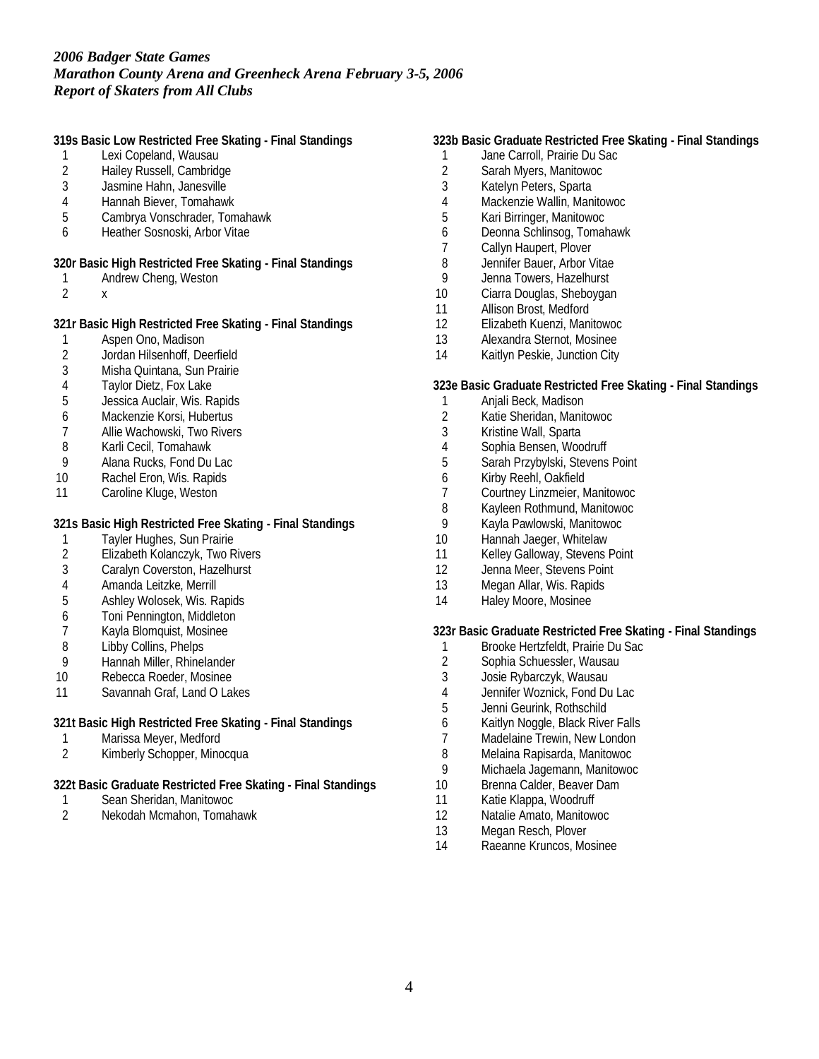*2006 Badger State Games*
*Marathon County Arena and Greenheck Arena February 3-5, 2006*
*Report of Skaters from All Clubs*

**319s Basic Low Restricted Free Skating - Final Standings**

1 Lexi Copeland, Wausau
2 Hailey Russell, Cambridge
3 Jasmine Hahn, Janesville
4 Hannah Biever, Tomahawk
5 Cambrya Vonschrader, Tomahawk
6 Heather Sosnoski, Arbor Vitae

**320r Basic High Restricted Free Skating - Final Standings**

1 Andrew Cheng, Weston
2 x

**321r Basic High Restricted Free Skating - Final Standings**

1 Aspen Ono, Madison
2 Jordan Hilsenhoff, Deerfield
3 Misha Quintana, Sun Prairie
4 Taylor Dietz, Fox Lake
5 Jessica Auclair, Wis. Rapids
6 Mackenzie Korsi, Hubertus
7 Allie Wachowski, Two Rivers
8 Karli Cecil, Tomahawk
9 Alana Rucks, Fond Du Lac
10 Rachel Eron, Wis. Rapids
11 Caroline Kluge, Weston

**321s Basic High Restricted Free Skating - Final Standings**

1 Tayler Hughes, Sun Prairie
2 Elizabeth Kolanczyk, Two Rivers
3 Caralyn Coverston, Hazelhurst
4 Amanda Leitzke, Merrill
5 Ashley Wolosek, Wis. Rapids
6 Toni Pennington, Middleton
7 Kayla Blomquist, Mosinee
8 Libby Collins, Phelps
9 Hannah Miller, Rhinelander
10 Rebecca Roeder, Mosinee
11 Savannah Graf, Land O Lakes

**321t Basic High Restricted Free Skating - Final Standings**

1 Marissa Meyer, Medford
2 Kimberly Schopper, Minocqua

**322t Basic Graduate Restricted Free Skating - Final Standings**

1 Sean Sheridan, Manitowoc
2 Nekodah Mcmahon, Tomahawk

**323b Basic Graduate Restricted Free Skating - Final Standings**

1 Jane Carroll, Prairie Du Sac
2 Sarah Myers, Manitowoc
3 Katelyn Peters, Sparta
4 Mackenzie Wallin, Manitowoc
5 Kari Birringer, Manitowoc
6 Deonna Schlinsog, Tomahawk
7 Callyn Haupert, Plover
8 Jennifer Bauer, Arbor Vitae
9 Jenna Towers, Hazelhurst
10 Ciarra Douglas, Sheboygan
11 Allison Brost, Medford
12 Elizabeth Kuenzi, Manitowoc
13 Alexandra Sternot, Mosinee
14 Kaitlyn Peskie, Junction City

**323e Basic Graduate Restricted Free Skating - Final Standings**

1 Anjali Beck, Madison
2 Katie Sheridan, Manitowoc
3 Kristine Wall, Sparta
4 Sophia Bensen, Woodruff
5 Sarah Przybylski, Stevens Point
6 Kirby Reehl, Oakfield
7 Courtney Linzmeier, Manitowoc
8 Kayleen Rothmund, Manitowoc
9 Kayla Pawlowski, Manitowoc
10 Hannah Jaeger, Whitelaw
11 Kelley Galloway, Stevens Point
12 Jenna Meer, Stevens Point
13 Megan Allar, Wis. Rapids
14 Haley Moore, Mosinee

**323r Basic Graduate Restricted Free Skating - Final Standings**

1 Brooke Hertzfeldt, Prairie Du Sac
2 Sophia Schuessler, Wausau
3 Josie Rybarczyk, Wausau
4 Jennifer Woznick, Fond Du Lac
5 Jenni Geurink, Rothschild
6 Kaitlyn Noggle, Black River Falls
7 Madelaine Trewin, New London
8 Melaina Rapisarda, Manitowoc
9 Michaela Jagemann, Manitowoc
10 Brenna Calder, Beaver Dam
11 Katie Klappa, Woodruff
12 Natalie Amato, Manitowoc
13 Megan Resch, Plover
14 Raeanne Kruncos, Mosinee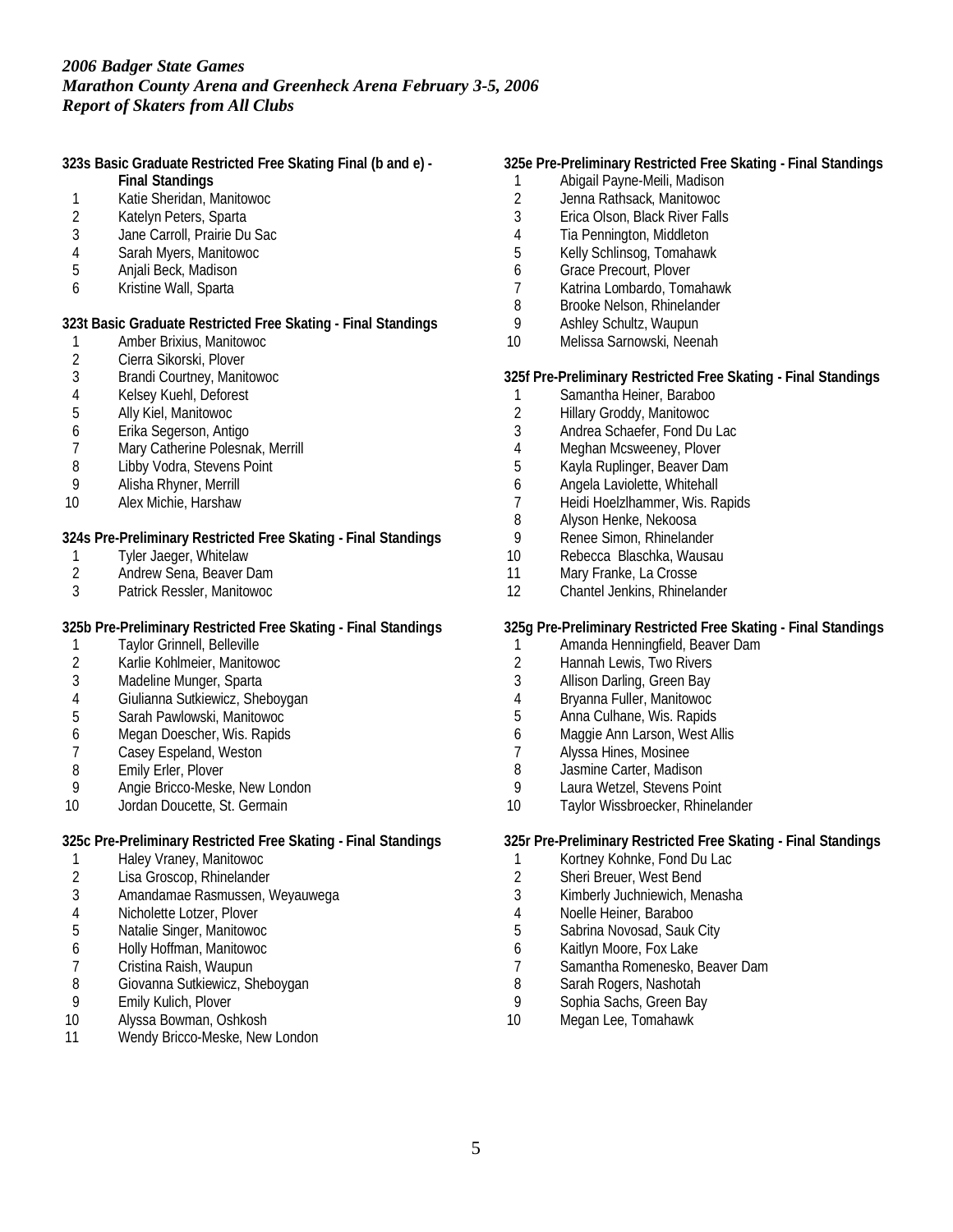*2006 Badger State Games*
*Marathon County Arena and Greenheck Arena February 3-5, 2006*
*Report of Skaters from All Clubs*

**323s Basic Graduate Restricted Free Skating Final (b and e) - Final Standings**

1. Katie Sheridan, Manitowoc
2. Katelyn Peters, Sparta
3. Jane Carroll, Prairie Du Sac
4. Sarah Myers, Manitowoc
5. Anjali Beck, Madison
6. Kristine Wall, Sparta

**323t Basic Graduate Restricted Free Skating - Final Standings**

1. Amber Brixius, Manitowoc
2. Cierra Sikorski, Plover
3. Brandi Courtney, Manitowoc
4. Kelsey Kuehl, Deforest
5. Ally Kiel, Manitowoc
6. Erika Segerson, Antigo
7. Mary Catherine Polesnak, Merrill
8. Libby Vodra, Stevens Point
9. Alisha Rhyner, Merrill
10. Alex Michie, Harshaw

**324s Pre-Preliminary Restricted Free Skating - Final Standings**

1. Tyler Jaeger, Whitelaw
2. Andrew Sena, Beaver Dam
3. Patrick Ressler, Manitowoc

**325b Pre-Preliminary Restricted Free Skating - Final Standings**

1. Taylor Grinnell, Belleville
2. Karlie Kohlmeier, Manitowoc
3. Madeline Munger, Sparta
4. Giulianna Sutkiewicz, Sheboygan
5. Sarah Pawlowski, Manitowoc
6. Megan Doescher, Wis. Rapids
7. Casey Espeland, Weston
8. Emily Erler, Plover
9. Angie Bricco-Meske, New London
10. Jordan Doucette, St. Germain

**325c Pre-Preliminary Restricted Free Skating - Final Standings**

1. Haley Vraney, Manitowoc
2. Lisa Groscop, Rhinelander
3. Amandamae Rasmussen, Weyauwega
4. Nicholette Lotzer, Plover
5. Natalie Singer, Manitowoc
6. Holly Hoffman, Manitowoc
7. Cristina Raish, Waupun
8. Giovanna Sutkiewicz, Sheboygan
9. Emily Kulich, Plover
10. Alyssa Bowman, Oshkosh
11. Wendy Bricco-Meske, New London

**325e Pre-Preliminary Restricted Free Skating - Final Standings**

1. Abigail Payne-Meili, Madison
2. Jenna Rathsack, Manitowoc
3. Erica Olson, Black River Falls
4. Tia Pennington, Middleton
5. Kelly Schlinsog, Tomahawk
6. Grace Precourt, Plover
7. Katrina Lombardo, Tomahawk
8. Brooke Nelson, Rhinelander
9. Ashley Schultz, Waupun
10. Melissa Sarnowski, Neenah

**325f Pre-Preliminary Restricted Free Skating - Final Standings**

1. Samantha Heiner, Baraboo
2. Hillary Groddy, Manitowoc
3. Andrea Schaefer, Fond Du Lac
4. Meghan Mcsweeney, Plover
5. Kayla Ruplinger, Beaver Dam
6. Angela Laviolette, Whitehall
7. Heidi Hoelzlhammer, Wis. Rapids
8. Alyson Henke, Nekoosa
9. Renee Simon, Rhinelander
10. Rebecca Blaschka, Wausau
11. Mary Franke, La Crosse
12. Chantel Jenkins, Rhinelander

**325g Pre-Preliminary Restricted Free Skating - Final Standings**

1. Amanda Henningfield, Beaver Dam
2. Hannah Lewis, Two Rivers
3. Allison Darling, Green Bay
4. Bryanna Fuller, Manitowoc
5. Anna Culhane, Wis. Rapids
6. Maggie Ann Larson, West Allis
7. Alyssa Hines, Mosinee
8. Jasmine Carter, Madison
9. Laura Wetzel, Stevens Point
10. Taylor Wissbroecker, Rhinelander

**325r Pre-Preliminary Restricted Free Skating - Final Standings**

1. Kortney Kohnke, Fond Du Lac
2. Sheri Breuer, West Bend
3. Kimberly Juchniewich, Menasha
4. Noelle Heiner, Baraboo
5. Sabrina Novosad, Sauk City
6. Kaitlyn Moore, Fox Lake
7. Samantha Romenesko, Beaver Dam
8. Sarah Rogers, Nashotah
9. Sophia Sachs, Green Bay
10. Megan Lee, Tomahawk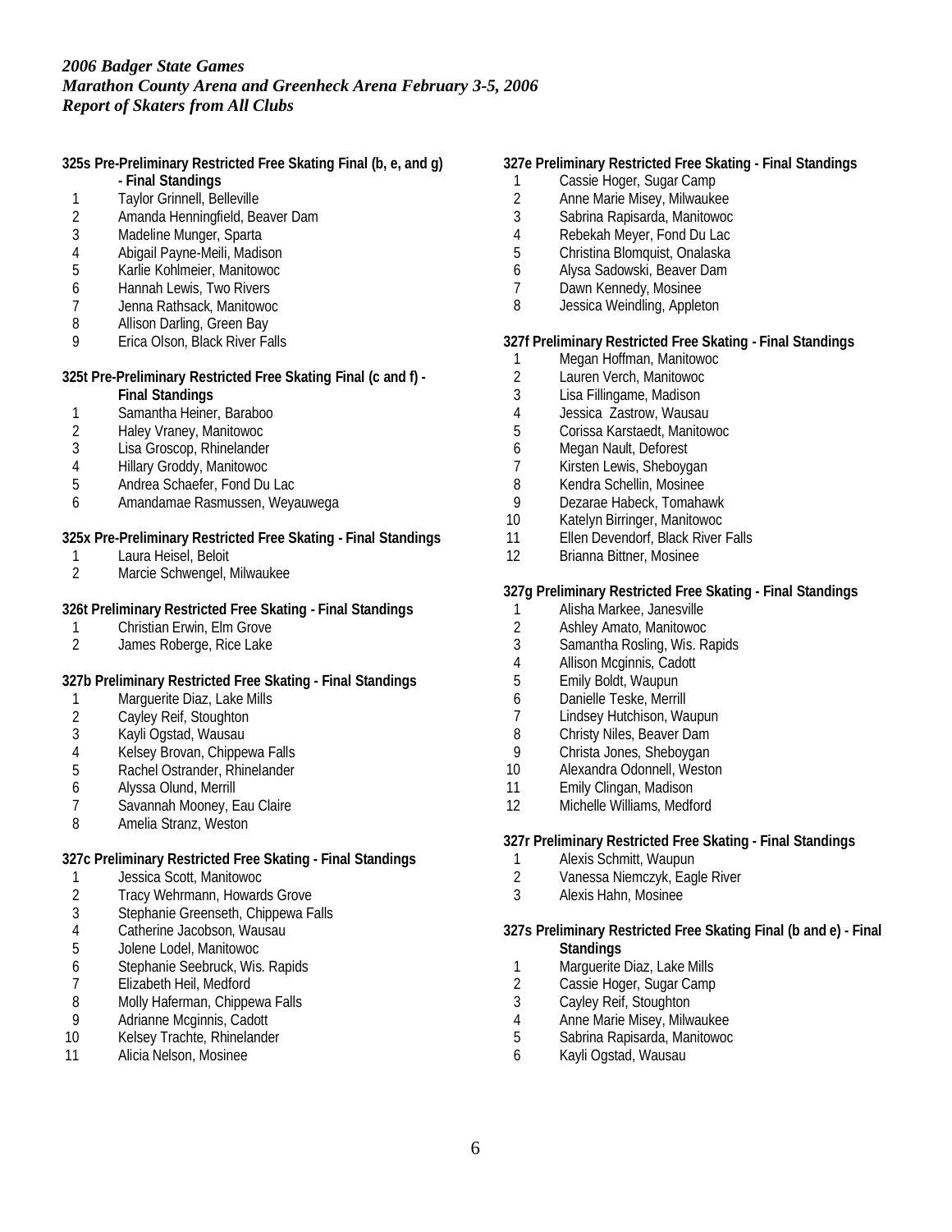*2006 Badger State Games*
*Marathon County Arena and Greenheck Arena February 3-5, 2006*
*Report of Skaters from All Clubs*

**325s Pre-Preliminary Restricted Free Skating Final (b, e, and g) - Final Standings**

1. Taylor Grinnell, Belleville
2. Amanda Henningfield, Beaver Dam
3. Madeline Munger, Sparta
4. Abigail Payne-Meili, Madison
5. Karlie Kohlmeier, Manitowoc
6. Hannah Lewis, Two Rivers
7. Jenna Rathsack, Manitowoc
8. Allison Darling, Green Bay
9. Erica Olson, Black River Falls

**325t Pre-Preliminary Restricted Free Skating Final (c and f) - Final Standings**

1. Samantha Heiner, Baraboo
2. Haley Vraney, Manitowoc
3. Lisa Groscop, Rhinelander
4. Hillary Groddy, Manitowoc
5. Andrea Schaefer, Fond Du Lac
6. Amandamae Rasmussen, Weyauwega

**325x Pre-Preliminary Restricted Free Skating - Final Standings**

1. Laura Heisel, Beloit
2. Marcie Schwengel, Milwaukee

**326t Preliminary Restricted Free Skating - Final Standings**

1. Christian Erwin, Elm Grove
2. James Roberge, Rice Lake

**327b Preliminary Restricted Free Skating - Final Standings**

1. Marguerite Diaz, Lake Mills
2. Cayley Reif, Stoughton
3. Kayli Ogstad, Wausau
4. Kelsey Brovan, Chippewa Falls
5. Rachel Ostrander, Rhinelander
6. Alyssa Olund, Merrill
7. Savannah Mooney, Eau Claire
8. Amelia Stranz, Weston

**327c Preliminary Restricted Free Skating - Final Standings**

1. Jessica Scott, Manitowoc
2. Tracy Wehrmann, Howards Grove
3. Stephanie Greenseth, Chippewa Falls
4. Catherine Jacobson, Wausau
5. Jolene Lodel, Manitowoc
6. Stephanie Seebruck, Wis. Rapids
7. Elizabeth Heil, Medford
8. Molly Haferman, Chippewa Falls
9. Adrianne Mcginnis, Cadott
10. Kelsey Trachte, Rhinelander
11. Alicia Nelson, Mosinee

**327e Preliminary Restricted Free Skating - Final Standings**

1. Cassie Hoger, Sugar Camp
2. Anne Marie Misey, Milwaukee
3. Sabrina Rapisarda, Manitowoc
4. Rebekah Meyer, Fond Du Lac
5. Christina Blomquist, Onalaska
6. Alysa Sadowski, Beaver Dam
7. Dawn Kennedy, Mosinee
8. Jessica Weindling, Appleton

**327f Preliminary Restricted Free Skating - Final Standings**

1. Megan Hoffman, Manitowoc
2. Lauren Verch, Manitowoc
3. Lisa Fillingame, Madison
4. Jessica Zastrow, Wausau
5. Corissa Karstaedt, Manitowoc
6. Megan Nault, Deforest
7. Kirsten Lewis, Sheboygan
8. Kendra Schellin, Mosinee
9. Dezarae Habeck, Tomahawk
10. Katelyn Birringer, Manitowoc
11. Ellen Devendorf, Black River Falls
12. Brianna Bittner, Mosinee

**327g Preliminary Restricted Free Skating - Final Standings**

1. Alisha Markee, Janesville
2. Ashley Amato, Manitowoc
3. Samantha Rosling, Wis. Rapids
4. Allison Mcginnis, Cadott
5. Emily Boldt, Waupun
6. Danielle Teske, Merrill
7. Lindsey Hutchison, Waupun
8. Christy Niles, Beaver Dam
9. Christa Jones, Sheboygan
10. Alexandra Odonnell, Weston
11. Emily Clingan, Madison
12. Michelle Williams, Medford

**327r Preliminary Restricted Free Skating - Final Standings**

1. Alexis Schmitt, Waupun
2. Vanessa Niemczyk, Eagle River
3. Alexis Hahn, Mosinee

**327s Preliminary Restricted Free Skating Final (b and e) - Final Standings**

1. Marguerite Diaz, Lake Mills
2. Cassie Hoger, Sugar Camp
3. Cayley Reif, Stoughton
4. Anne Marie Misey, Milwaukee
5. Sabrina Rapisarda, Manitowoc
6. Kayli Ogstad, Wausau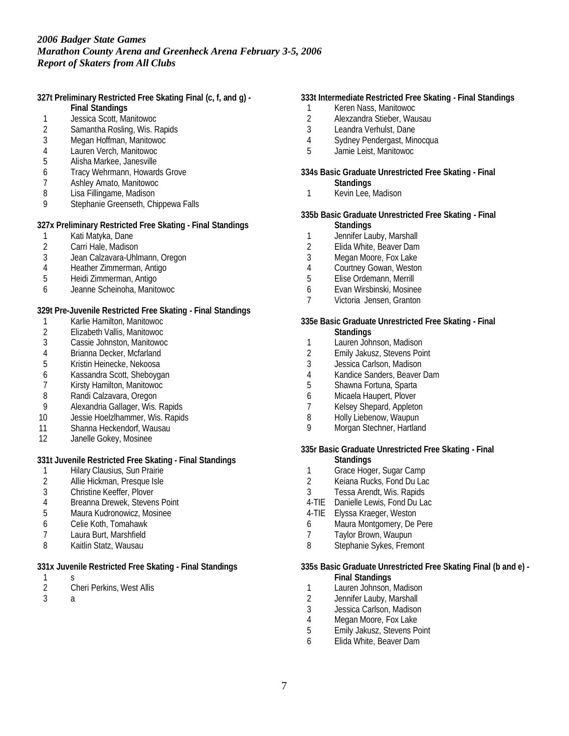*2006 Badger State Games*
*Marathon County Arena and Greenheck Arena February 3-5, 2006*
*Report of Skaters from All Clubs*

**327t Preliminary Restricted Free Skating Final (c, f, and g) - Final Standings**

1 Jessica Scott, Manitowoc
2 Samantha Rosling, Wis. Rapids
3 Megan Hoffman, Manitowoc
4 Lauren Verch, Manitowoc
5 Alisha Markee, Janesville
6 Tracy Wehrmann, Howards Grove
7 Ashley Amato, Manitowoc
8 Lisa Fillingame, Madison
9 Stephanie Greenseth, Chippewa Falls

**327x Preliminary Restricted Free Skating - Final Standings**

1 Kati Matyka, Dane
2 Carri Hale, Madison
3 Jean Calzavara-Uhlmann, Oregon
4 Heather Zimmerman, Antigo
5 Heidi Zimmerman, Antigo
6 Jeanne Scheinoha, Manitowoc

**329t Pre-Juvenile Restricted Free Skating - Final Standings**

1 Karlie Hamilton, Manitowoc
2 Elizabeth Vallis, Manitowoc
3 Cassie Johnston, Manitowoc
4 Brianna Decker, Mcfarland
5 Kristin Heinecke, Nekoosa
6 Kassandra Scott, Sheboygan
7 Kirsty Hamilton, Manitowoc
8 Randi Calzavara, Oregon
9 Alexandria Gallager, Wis. Rapids
10 Jessie Hoelzlhammer, Wis. Rapids
11 Shanna Heckendorf, Wausau
12 Janelle Gokey, Mosinee

**331t Juvenile Restricted Free Skating - Final Standings**

1 Hilary Clausius, Sun Prairie
2 Allie Hickman, Presque Isle
3 Christine Keeffer, Plover
4 Breanna Drewek, Stevens Point
5 Maura Kudronowicz, Mosinee
6 Celie Koth, Tomahawk
7 Laura Burt, Marshfield
8 Kaitlin Statz, Wausau

**331x Juvenile Restricted Free Skating - Final Standings**

1 s
2 Cheri Perkins, West Allis
3 a

**333t Intermediate Restricted Free Skating - Final Standings**

1 Keren Nass, Manitowoc
2 Alexzandra Stieber, Wausau
3 Leandra Verhulst, Dane
4 Sydney Pendergast, Minocqua
5 Jamie Leist, Manitowoc

**334s Basic Graduate Unrestricted Free Skating - Final Standings**

1 Kevin Lee, Madison

**335b Basic Graduate Unrestricted Free Skating - Final Standings**

1 Jennifer Lauby, Marshall
2 Elida White, Beaver Dam
3 Megan Moore, Fox Lake
4 Courtney Gowan, Weston
5 Elise Ordemann, Merrill
6 Evan Wirsbinski, Mosinee
7 Victoria Jensen, Granton

**335e Basic Graduate Unrestricted Free Skating - Final Standings**

1 Lauren Johnson, Madison
2 Emily Jakusz, Stevens Point
3 Jessica Carlson, Madison
4 Kandice Sanders, Beaver Dam
5 Shawna Fortuna, Sparta
6 Micaela Haupert, Plover
7 Kelsey Shepard, Appleton
8 Holly Liebenow, Waupun
9 Morgan Stechner, Hartland

**335r Basic Graduate Unrestricted Free Skating - Final Standings**

1 Grace Hoger, Sugar Camp
2 Keiana Rucks, Fond Du Lac
3 Tessa Arendt, Wis. Rapids
4-TIE Danielle Lewis, Fond Du Lac
4-TIE Elyssa Kraeger, Weston
6 Maura Montgomery, De Pere
7 Taylor Brown, Waupun
8 Stephanie Sykes, Fremont

**335s Basic Graduate Unrestricted Free Skating Final (b and e) - Final Standings**

1 Lauren Johnson, Madison
2 Jennifer Lauby, Marshall
3 Jessica Carlson, Madison
4 Megan Moore, Fox Lake
5 Emily Jakusz, Stevens Point
6 Elida White, Beaver Dam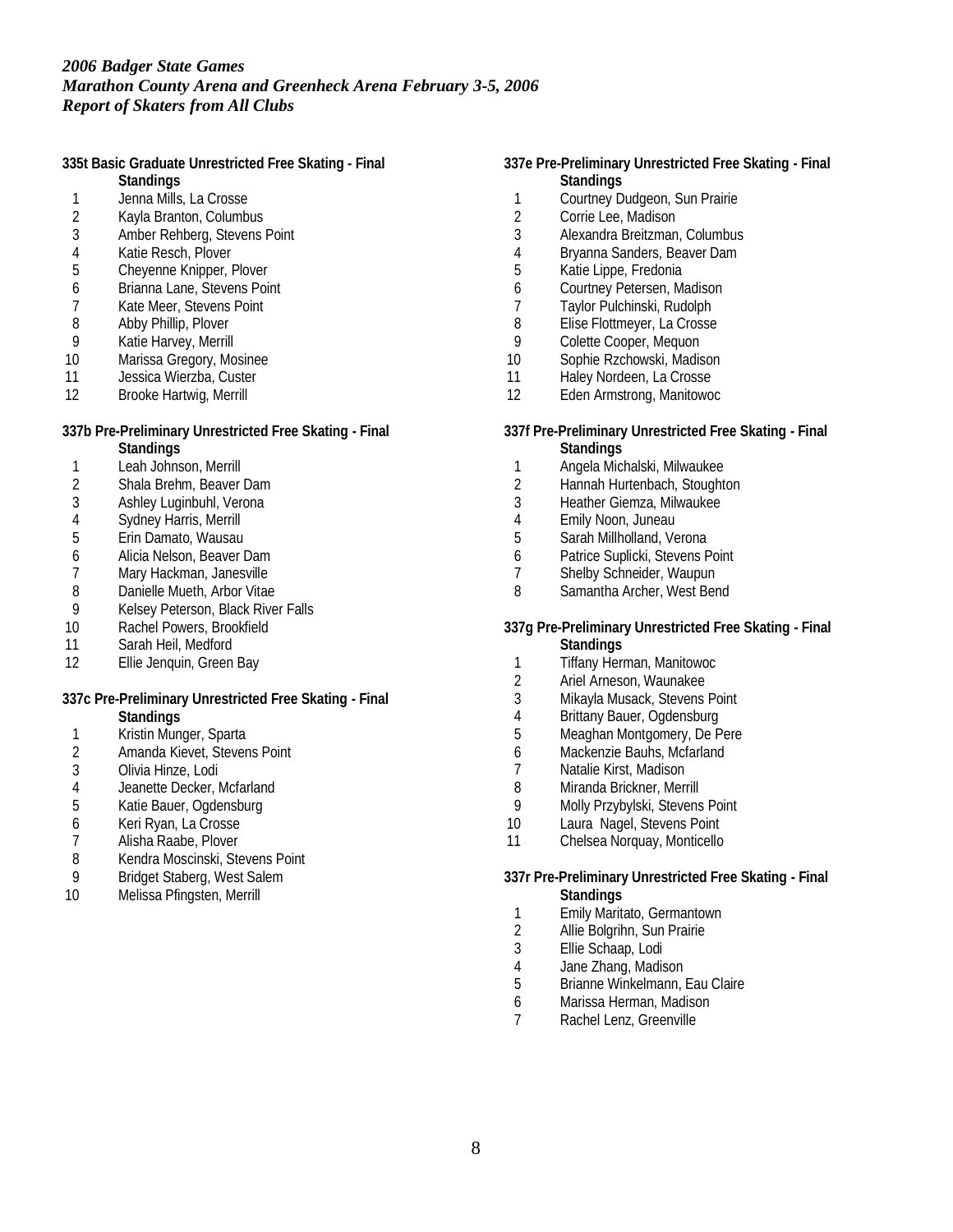*2006 Badger State Games*
*Marathon County Arena and Greenheck Arena February 3-5, 2006*
*Report of Skaters from All Clubs*

**335t Basic Graduate Unrestricted Free Skating - Final Standings**

1. Jenna Mills, La Crosse
2. Kayla Branton, Columbus
3. Amber Rehberg, Stevens Point
4. Katie Resch, Plover
5. Cheyenne Knipper, Plover
6. Brianna Lane, Stevens Point
7. Kate Meer, Stevens Point
8. Abby Phillip, Plover
9. Katie Harvey, Merrill
10. Marissa Gregory, Mosinee
11. Jessica Wierzba, Custer
12. Brooke Hartwig, Merrill

**337b Pre-Preliminary Unrestricted Free Skating - Final Standings**

1. Leah Johnson, Merrill
2. Shala Brehm, Beaver Dam
3. Ashley Luginbuhl, Verona
4. Sydney Harris, Merrill
5. Erin Damato, Wausau
6. Alicia Nelson, Beaver Dam
7. Mary Hackman, Janesville
8. Danielle Mueth, Arbor Vitae
9. Kelsey Peterson, Black River Falls
10. Rachel Powers, Brookfield
11. Sarah Heil, Medford
12. Ellie Jenquin, Green Bay

**337c Pre-Preliminary Unrestricted Free Skating - Final Standings**

1. Kristin Munger, Sparta
2. Amanda Kievet, Stevens Point
3. Olivia Hinze, Lodi
4. Jeanette Decker, Mcfarland
5. Katie Bauer, Ogdensburg
6. Keri Ryan, La Crosse
7. Alisha Raabe, Plover
8. Kendra Moscinski, Stevens Point
9. Bridget Staberg, West Salem
10. Melissa Pfingsten, Merrill

**337e Pre-Preliminary Unrestricted Free Skating - Final Standings**

1. Courtney Dudgeon, Sun Prairie
2. Corrie Lee, Madison
3. Alexandra Breitzman, Columbus
4. Bryanna Sanders, Beaver Dam
5. Katie Lippe, Fredonia
6. Courtney Petersen, Madison
7. Taylor Pulchinski, Rudolph
8. Elise Flottmeyer, La Crosse
9. Colette Cooper, Mequon
10. Sophie Rzchowski, Madison
11. Haley Nordeen, La Crosse
12. Eden Armstrong, Manitowoc

**337f Pre-Preliminary Unrestricted Free Skating - Final Standings**

1. Angela Michalski, Milwaukee
2. Hannah Hurtenbach, Stoughton
3. Heather Giemza, Milwaukee
4. Emily Noon, Juneau
5. Sarah Millholland, Verona
6. Patrice Suplicki, Stevens Point
7. Shelby Schneider, Waupun
8. Samantha Archer, West Bend

**337g Pre-Preliminary Unrestricted Free Skating - Final Standings**

1. Tiffany Herman, Manitowoc
2. Ariel Arneson, Waunakee
3. Mikayla Musack, Stevens Point
4. Brittany Bauer, Ogdensburg
5. Meaghan Montgomery, De Pere
6. Mackenzie Bauhs, Mcfarland
7. Natalie Kirst, Madison
8. Miranda Brickner, Merrill
9. Molly Przybylski, Stevens Point
10. Laura Nagel, Stevens Point
11. Chelsea Norquay, Monticello

**337r Pre-Preliminary Unrestricted Free Skating - Final Standings**

1. Emily Maritato, Germantown
2. Allie Bolgrihn, Sun Prairie
3. Ellie Schaap, Lodi
4. Jane Zhang, Madison
5. Brianne Winkelmann, Eau Claire
6. Marissa Herman, Madison
7. Rachel Lenz, Greenville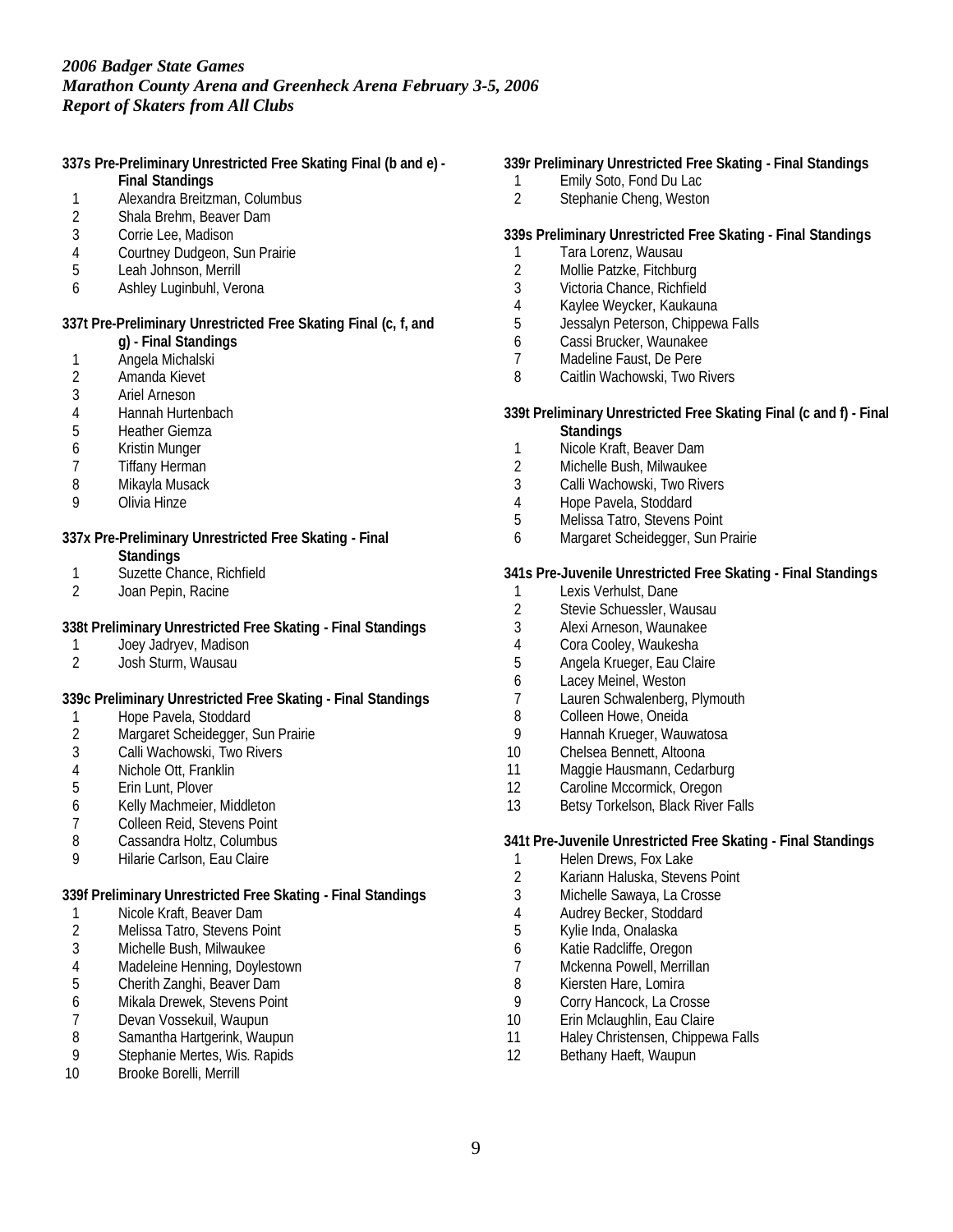### 337s Pre-Preliminary Unrestricted Free Skating Final (b and e) - Final Standings

1. Alexandra Breitzman, Columbus
2. Shala Brehm, Beaver Dam
3. Corrie Lee, Madison
4. Courtney Dudgeon, Sun Prairie
5. Leah Johnson, Merrill
6. Ashley Luginbuhl, Verona

### 337t Pre-Preliminary Unrestricted Free Skating Final (c, f, and g) - Final Standings

1. Angela Michalski
2. Amanda Kievet
3. Ariel Arneson
4. Hannah Hurtenbach
5. Heather Giemza
6. Kristin Munger
7. Tiffany Herman
8. Mikayla Musack
9. Olivia Hinze

### 337x Pre-Preliminary Unrestricted Free Skating - Final Standings

1. Suzette Chance, Richfield
2. Joan Pepin, Racine

### 338t Preliminary Unrestricted Free Skating - Final Standings

1. Joey Jadryev, Madison
2. Josh Sturm, Wausau

### 339c Preliminary Unrestricted Free Skating - Final Standings

1. Hope Pavela, Stoddard
2. Margaret Scheidegger, Sun Prairie
3. Calli Wachowski, Two Rivers
4. Nichole Ott, Franklin
5. Erin Lunt, Plover
6. Kelly Machmeier, Middleton
7. Colleen Reid, Stevens Point
8. Cassandra Holtz, Columbus
9. Hilarie Carlson, Eau Claire

### 339f Preliminary Unrestricted Free Skating - Final Standings

1. Nicole Kraft, Beaver Dam
2. Melissa Tatro, Stevens Point
3. Michelle Bush, Milwaukee
4. Madeleine Henning, Doylestown
5. Cherith Zanghi, Beaver Dam
6. Mikala Drewek, Stevens Point
7. Devan Vossekuil, Waupun
8. Samantha Hartgerink, Waupun
9. Stephanie Mertes, Wis. Rapids
10. Brooke Borelli, Merrill

### 339r Preliminary Unrestricted Free Skating - Final Standings

1. Emily Soto, Fond Du Lac
2. Stephanie Cheng, Weston

### 339s Preliminary Unrestricted Free Skating - Final Standings

1. Tara Lorenz, Wausau
2. Mollie Patzke, Fitchburg
3. Victoria Chance, Richfield
4. Kaylee Weycker, Kaukauna
5. Jessalyn Peterson, Chippewa Falls
6. Cassi Brucker, Waunakee
7. Madeline Faust, De Pere
8. Caitlin Wachowski, Two Rivers

### 339t Preliminary Unrestricted Free Skating Final (c and f) - Final Standings

1. Nicole Kraft, Beaver Dam
2. Michelle Bush, Milwaukee
3. Calli Wachowski, Two Rivers
4. Hope Pavela, Stoddard
5. Melissa Tatro, Stevens Point
6. Margaret Scheidegger, Sun Prairie

### 341s Pre-Juvenile Unrestricted Free Skating - Final Standings

1. Lexis Verhulst, Dane
2. Stevie Schuessler, Wausau
3. Alexi Arneson, Waunakee
4. Cora Cooley, Waukesha
5. Angela Krueger, Eau Claire
6. Lacey Meinel, Weston
7. Lauren Schwalenberg, Plymouth
8. Colleen Howe, Oneida
9. Hannah Krueger, Wauwatosa
10. Chelsea Bennett, Altoona
11. Maggie Hausmann, Cedarburg
12. Caroline Mccormick, Oregon
13. Betsy Torkelson, Black River Falls

### 341t Pre-Juvenile Unrestricted Free Skating - Final Standings

1. Helen Drews, Fox Lake
2. Kariann Haluska, Stevens Point
3. Michelle Sawaya, La Crosse
4. Audrey Becker, Stoddard
5. Kylie Inda, Onalaska
6. Katie Radcliffe, Oregon
7. Mckenna Powell, Merrillan
8. Kiersten Hare, Lomira
9. Corry Hancock, La Crosse
10. Erin Mclaughlin, Eau Claire
11. Haley Christensen, Chippewa Falls
12. Bethany Haeft, Waupun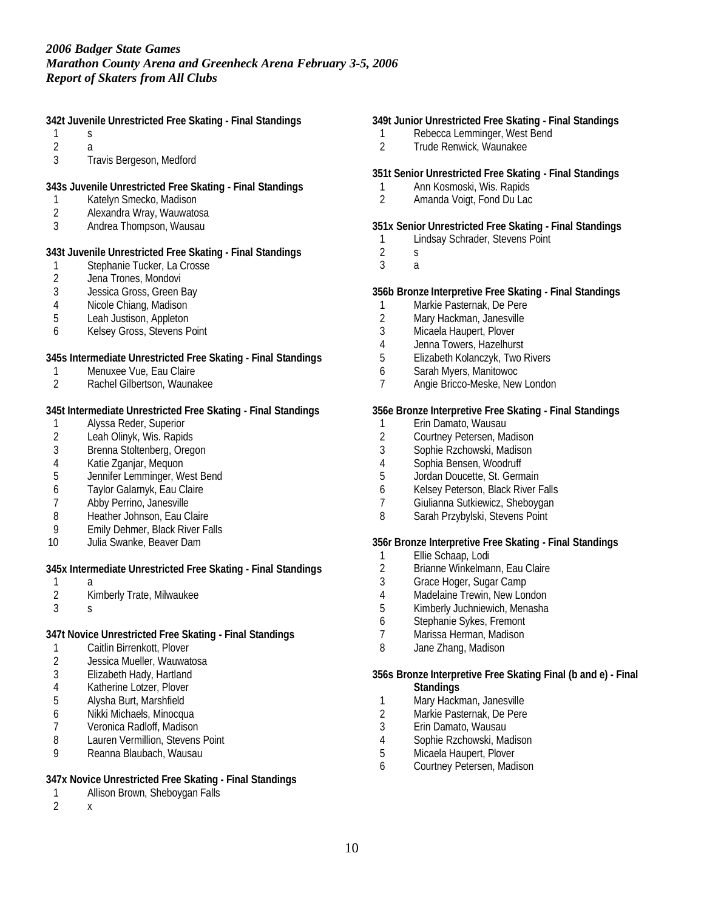*2006 Badger State Games*
*Marathon County Arena and Greenheck Arena February 3-5, 2006*
*Report of Skaters from All Clubs*

**342t Juvenile Unrestricted Free Skating - Final Standings**

1 s
2 a
3 Travis Bergeson, Medford

**343s Juvenile Unrestricted Free Skating - Final Standings**

1 Katelyn Smecko, Madison
2 Alexandra Wray, Wauwatosa
3 Andrea Thompson, Wausau

**343t Juvenile Unrestricted Free Skating - Final Standings**

1 Stephanie Tucker, La Crosse
2 Jena Trones, Mondovi
3 Jessica Gross, Green Bay
4 Nicole Chiang, Madison
5 Leah Justison, Appleton
6 Kelsey Gross, Stevens Point

**345s Intermediate Unrestricted Free Skating - Final Standings**

1 Menuxee Vue, Eau Claire
2 Rachel Gilbertson, Waunakee

**345t Intermediate Unrestricted Free Skating - Final Standings**

1 Alyssa Reder, Superior
2 Leah Olinyk, Wis. Rapids
3 Brenna Stoltenberg, Oregon
4 Katie Zganjar, Mequon
5 Jennifer Lemminger, West Bend
6 Taylor Galarnyk, Eau Claire
7 Abby Perrino, Janesville
8 Heather Johnson, Eau Claire
9 Emily Dehmer, Black River Falls
10 Julia Swanke, Beaver Dam

**345x Intermediate Unrestricted Free Skating - Final Standings**

1 a
2 Kimberly Trate, Milwaukee
3 s

**347t Novice Unrestricted Free Skating - Final Standings**

1 Caitlin Birrenkott, Plover
2 Jessica Mueller, Wauwatosa
3 Elizabeth Hady, Hartland
4 Katherine Lotzer, Plover
5 Alysha Burt, Marshfield
6 Nikki Michaels, Minocqua
7 Veronica Radloff, Madison
8 Lauren Vermillion, Stevens Point
9 Reanna Blaubach, Wausau

**347x Novice Unrestricted Free Skating - Final Standings**

1 Allison Brown, Sheboygan Falls
2 x

**349t Junior Unrestricted Free Skating - Final Standings**

1 Rebecca Lemminger, West Bend
2 Trude Renwick, Waunakee

**351t Senior Unrestricted Free Skating - Final Standings**

1 Ann Kosmoski, Wis. Rapids
2 Amanda Voigt, Fond Du Lac

**351x Senior Unrestricted Free Skating - Final Standings**

1 Lindsay Schrader, Stevens Point
2 s
3 a

**356b Bronze Interpretive Free Skating - Final Standings**

1 Markie Pasternak, De Pere
2 Mary Hackman, Janesville
3 Micaela Haupert, Plover
4 Jenna Towers, Hazelhurst
5 Elizabeth Kolanczyk, Two Rivers
6 Sarah Myers, Manitowoc
7 Angie Bricco-Meske, New London

**356e Bronze Interpretive Free Skating - Final Standings**

1 Erin Damato, Wausau
2 Courtney Petersen, Madison
3 Sophie Rzchowski, Madison
4 Sophia Bensen, Woodruff
5 Jordan Doucette, St. Germain
6 Kelsey Peterson, Black River Falls
7 Giulianna Sutkiewicz, Sheboygan
8 Sarah Przybylski, Stevens Point

**356r Bronze Interpretive Free Skating - Final Standings**

1 Ellie Schaap, Lodi
2 Brianne Winkelmann, Eau Claire
3 Grace Hoger, Sugar Camp
4 Madelaine Trewin, New London
5 Kimberly Juchniewich, Menasha
6 Stephanie Sykes, Fremont
7 Marissa Herman, Madison
8 Jane Zhang, Madison

**356s Bronze Interpretive Free Skating Final (b and e) - Final Standings**

1 Mary Hackman, Janesville
2 Markie Pasternak, De Pere
3 Erin Damato, Wausau
4 Sophie Rzchowski, Madison
5 Micaela Haupert, Plover
6 Courtney Petersen, Madison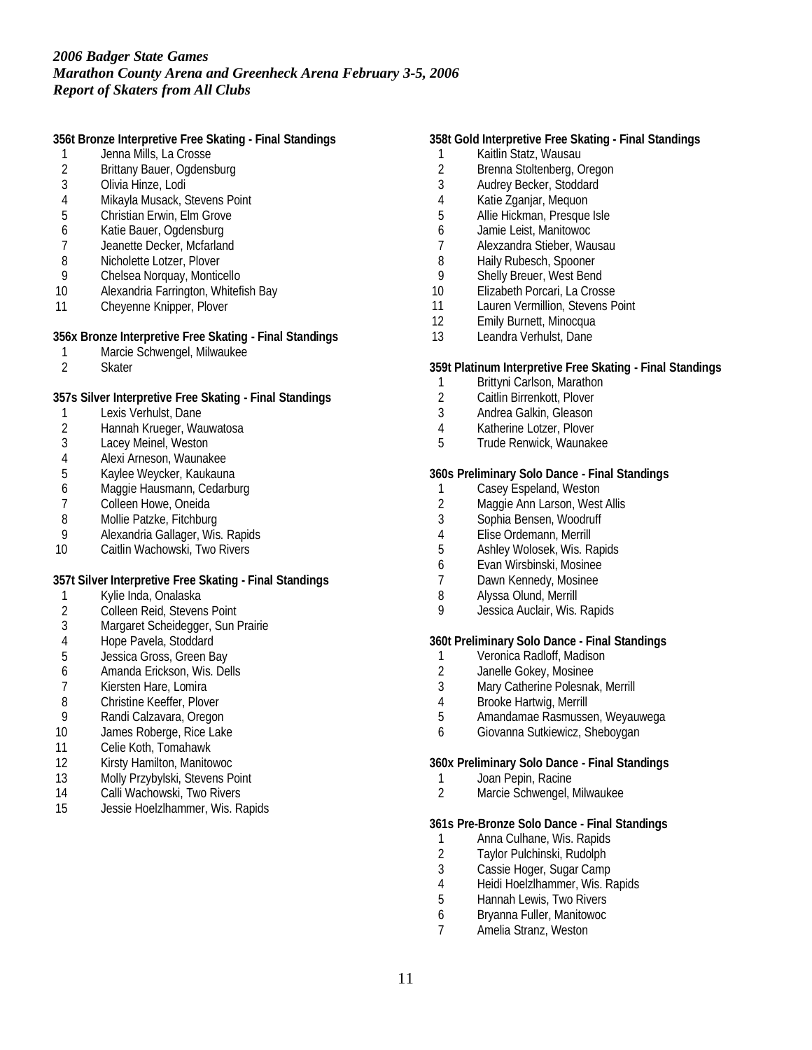*2006 Badger State Games*
*Marathon County Arena and Greenheck Arena February 3-5, 2006*
*Report of Skaters from All Clubs*

**356t Bronze Interpretive Free Skating - Final Standings**

1. Jenna Mills, La Crosse
2. Brittany Bauer, Ogdensburg
3. Olivia Hinze, Lodi
4. Mikayla Musack, Stevens Point
5. Christian Erwin, Elm Grove
6. Katie Bauer, Ogdensburg
7. Jeanette Decker, Mcfarland
8. Nicholette Lotzer, Plover
9. Chelsea Norquay, Monticello
10. Alexandria Farrington, Whitefish Bay
11. Cheyenne Knipper, Plover

**356x Bronze Interpretive Free Skating - Final Standings**

1. Marcie Schwengel, Milwaukee
2. Skater

**357s Silver Interpretive Free Skating - Final Standings**

1. Lexis Verhulst, Dane
2. Hannah Krueger, Wauwatosa
3. Lacey Meinel, Weston
4. Alexi Arneson, Waunakee
5. Kaylee Weycker, Kaukauna
6. Maggie Hausmann, Cedarburg
7. Colleen Howe, Oneida
8. Mollie Patzke, Fitchburg
9. Alexandria Gallager, Wis. Rapids
10. Caitlin Wachowski, Two Rivers

**357t Silver Interpretive Free Skating - Final Standings**

1. Kylie Inda, Onalaska
2. Colleen Reid, Stevens Point
3. Margaret Scheidegger, Sun Prairie
4. Hope Pavela, Stoddard
5. Jessica Gross, Green Bay
6. Amanda Erickson, Wis. Dells
7. Kiersten Hare, Lomira
8. Christine Keeffer, Plover
9. Randi Calzavara, Oregon
10. James Roberge, Rice Lake
11. Celie Koth, Tomahawk
12. Kirsty Hamilton, Manitowoc
13. Molly Przybylski, Stevens Point
14. Calli Wachowski, Two Rivers
15. Jessie Hoelzlhammer, Wis. Rapids

**358t Gold Interpretive Free Skating - Final Standings**

1. Kaitlin Statz, Wausau
2. Brenna Stoltenberg, Oregon
3. Audrey Becker, Stoddard
4. Katie Zganjar, Mequon
5. Allie Hickman, Presque Isle
6. Jamie Leist, Manitowoc
7. Alexzandra Stieber, Wausau
8. Haily Rubesch, Spooner
9. Shelly Breuer, West Bend
10. Elizabeth Porcari, La Crosse
11. Lauren Vermillion, Stevens Point
12. Emily Burnett, Minocqua
13. Leandra Verhulst, Dane

**359t Platinum Interpretive Free Skating - Final Standings**

1. Brittyni Carlson, Marathon
2. Caitlin Birrenkott, Plover
3. Andrea Galkin, Gleason
4. Katherine Lotzer, Plover
5. Trude Renwick, Waunakee

**360s Preliminary Solo Dance - Final Standings**

1. Casey Espeland, Weston
2. Maggie Ann Larson, West Allis
3. Sophia Bensen, Woodruff
4. Elise Ordemann, Merrill
5. Ashley Wolosek, Wis. Rapids
6. Evan Wirsbinski, Mosinee
7. Dawn Kennedy, Mosinee
8. Alyssa Olund, Merrill
9. Jessica Auclair, Wis. Rapids

**360t Preliminary Solo Dance - Final Standings**

1. Veronica Radloff, Madison
2. Janelle Gokey, Mosinee
3. Mary Catherine Polesnak, Merrill
4. Brooke Hartwig, Merrill
5. Amandamae Rasmussen, Weyauwega
6. Giovanna Sutkiewicz, Sheboygan

**360x Preliminary Solo Dance - Final Standings**

1. Joan Pepin, Racine
2. Marcie Schwengel, Milwaukee

**361s Pre-Bronze Solo Dance - Final Standings**

1. Anna Culhane, Wis. Rapids
2. Taylor Pulchinski, Rudolph
3. Cassie Hoger, Sugar Camp
4. Heidi Hoelzlhammer, Wis. Rapids
5. Hannah Lewis, Two Rivers
6. Bryanna Fuller, Manitowoc
7. Amelia Stranz, Weston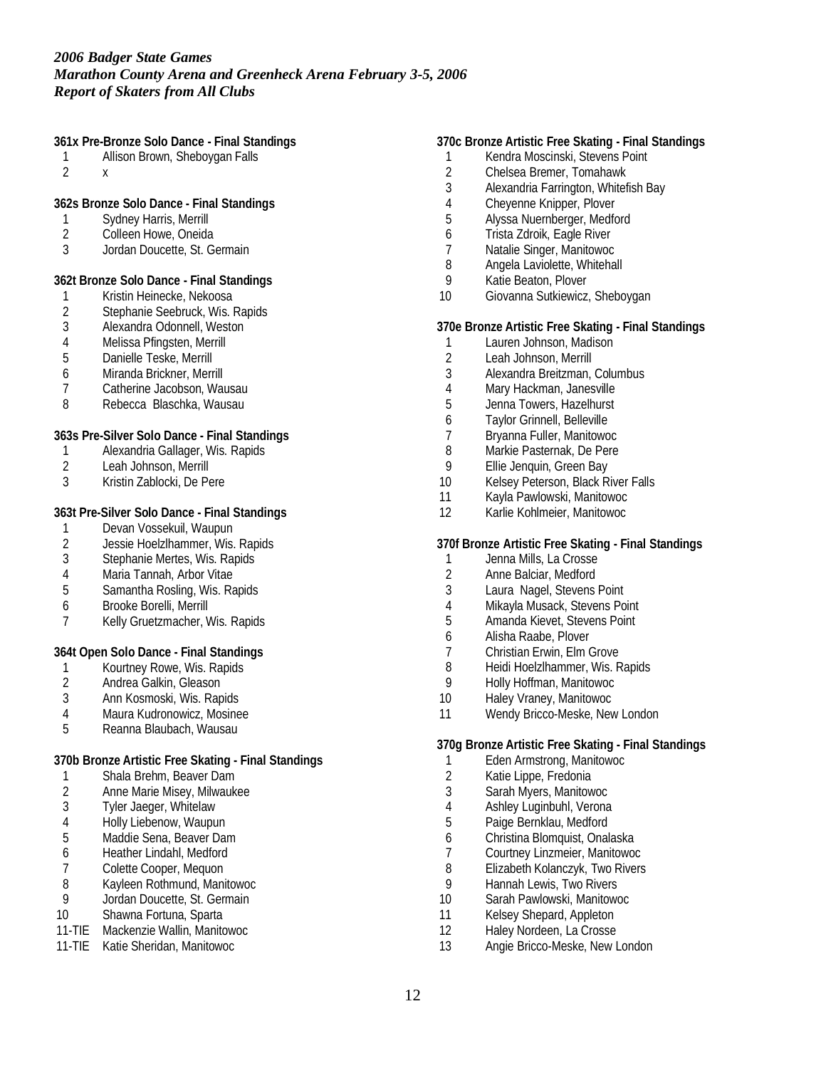*2006 Badger State Games*
*Marathon County Arena and Greenheck Arena February 3-5, 2006*
*Report of Skaters from All Clubs*

**361x Pre-Bronze Solo Dance - Final Standings**

1 Allison Brown, Sheboygan Falls
2 x

**362s Bronze Solo Dance - Final Standings**

1 Sydney Harris, Merrill
2 Colleen Howe, Oneida
3 Jordan Doucette, St. Germain

**362t Bronze Solo Dance - Final Standings**

1 Kristin Heinecke, Nekoosa
2 Stephanie Seebruck, Wis. Rapids
3 Alexandra Odonnell, Weston
4 Melissa Pfingsten, Merrill
5 Danielle Teske, Merrill
6 Miranda Brickner, Merrill
7 Catherine Jacobson, Wausau
8 Rebecca Blaschka, Wausau

**363s Pre-Silver Solo Dance - Final Standings**

1 Alexandria Gallager, Wis. Rapids
2 Leah Johnson, Merrill
3 Kristin Zablocki, De Pere

**363t Pre-Silver Solo Dance - Final Standings**

1 Devan Vossekuil, Waupun
2 Jessie Hoelzlhammer, Wis. Rapids
3 Stephanie Mertes, Wis. Rapids
4 Maria Tannah, Arbor Vitae
5 Samantha Rosling, Wis. Rapids
6 Brooke Borelli, Merrill
7 Kelly Gruetzmacher, Wis. Rapids

**364t Open Solo Dance - Final Standings**

1 Kourtney Rowe, Wis. Rapids
2 Andrea Galkin, Gleason
3 Ann Kosmoski, Wis. Rapids
4 Maura Kudronowicz, Mosinee
5 Reanna Blaubach, Wausau

**370b Bronze Artistic Free Skating - Final Standings**

1 Shala Brehm, Beaver Dam
2 Anne Marie Misey, Milwaukee
3 Tyler Jaeger, Whitelaw
4 Holly Liebenow, Waupun
5 Maddie Sena, Beaver Dam
6 Heather Lindahl, Medford
7 Colette Cooper, Mequon
8 Kayleen Rothmund, Manitowoc
9 Jordan Doucette, St. Germain
10 Shawna Fortuna, Sparta
11-TIE Mackenzie Wallin, Manitowoc
11-TIE Katie Sheridan, Manitowoc

**370c Bronze Artistic Free Skating - Final Standings**

1 Kendra Moscinski, Stevens Point
2 Chelsea Bremer, Tomahawk
3 Alexandria Farrington, Whitefish Bay
4 Cheyenne Knipper, Plover
5 Alyssa Nuernberger, Medford
6 Trista Zdroik, Eagle River
7 Natalie Singer, Manitowoc
8 Angela Laviolette, Whitehall
9 Katie Beaton, Plover
10 Giovanna Sutkiewicz, Sheboygan

**370e Bronze Artistic Free Skating - Final Standings**

1 Lauren Johnson, Madison
2 Leah Johnson, Merrill
3 Alexandra Breitzman, Columbus
4 Mary Hackman, Janesville
5 Jenna Towers, Hazelhurst
6 Taylor Grinnell, Belleville
7 Bryanna Fuller, Manitowoc
8 Markie Pasternak, De Pere
9 Ellie Jenquin, Green Bay
10 Kelsey Peterson, Black River Falls
11 Kayla Pawlowski, Manitowoc
12 Karlie Kohlmeier, Manitowoc

**370f Bronze Artistic Free Skating - Final Standings**

1 Jenna Mills, La Crosse
2 Anne Balciar, Medford
3 Laura Nagel, Stevens Point
4 Mikayla Musack, Stevens Point
5 Amanda Kievet, Stevens Point
6 Alisha Raabe, Plover
7 Christian Erwin, Elm Grove
8 Heidi Hoelzlhammer, Wis. Rapids
9 Holly Hoffman, Manitowoc
10 Haley Vraney, Manitowoc
11 Wendy Bricco-Meske, New London

**370g Bronze Artistic Free Skating - Final Standings**

1 Eden Armstrong, Manitowoc
2 Katie Lippe, Fredonia
3 Sarah Myers, Manitowoc
4 Ashley Luginbuhl, Verona
5 Paige Bernklau, Medford
6 Christina Blomquist, Onalaska
7 Courtney Linzmeier, Manitowoc
8 Elizabeth Kolanczyk, Two Rivers
9 Hannah Lewis, Two Rivers
10 Sarah Pawlowski, Manitowoc
11 Kelsey Shepard, Appleton
12 Haley Nordeen, La Crosse
13 Angie Bricco-Meske, New London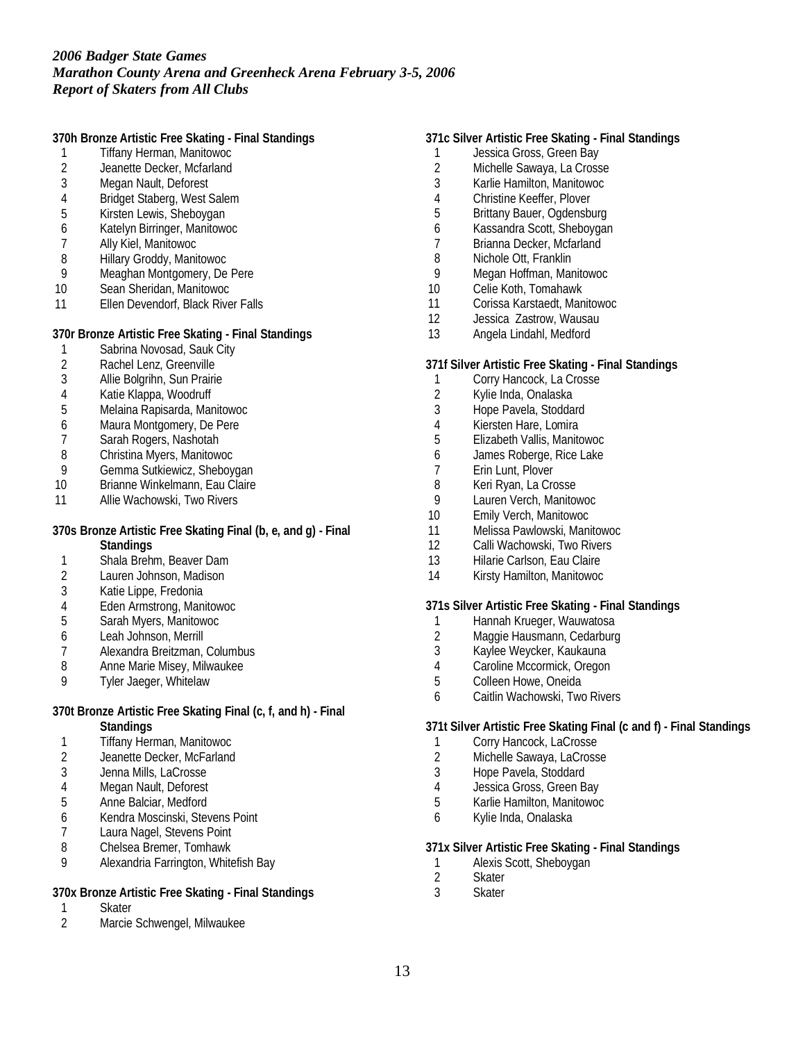*2006 Badger State Games*
*Marathon County Arena and Greenheck Arena February 3-5, 2006*
*Report of Skaters from All Clubs*

**370h Bronze Artistic Free Skating - Final Standings**

1. Tiffany Herman, Manitowoc
2. Jeanette Decker, Mcfarland
3. Megan Nault, Deforest
4. Bridget Staberg, West Salem
5. Kirsten Lewis, Sheboygan
6. Katelyn Birringer, Manitowoc
7. Ally Kiel, Manitowoc
8. Hillary Groddy, Manitowoc
9. Meaghan Montgomery, De Pere
10. Sean Sheridan, Manitowoc
11. Ellen Devendorf, Black River Falls

**370r Bronze Artistic Free Skating - Final Standings**

1. Sabrina Novosad, Sauk City
2. Rachel Lenz, Greenville
3. Allie Bolgrihn, Sun Prairie
4. Katie Klappa, Woodruff
5. Melaina Rapisarda, Manitowoc
6. Maura Montgomery, De Pere
7. Sarah Rogers, Nashotah
8. Christina Myers, Manitowoc
9. Gemma Sutkiewicz, Sheboygan
10. Brianne Winkelmann, Eau Claire
11. Allie Wachowski, Two Rivers

**370s Bronze Artistic Free Skating Final (b, e, and g) - Final Standings**

1. Shala Brehm, Beaver Dam
2. Lauren Johnson, Madison
3. Katie Lippe, Fredonia
4. Eden Armstrong, Manitowoc
5. Sarah Myers, Manitowoc
6. Leah Johnson, Merrill
7. Alexandra Breitzman, Columbus
8. Anne Marie Misey, Milwaukee
9. Tyler Jaeger, Whitelaw

**370t Bronze Artistic Free Skating Final (c, f, and h) - Final Standings**

1. Tiffany Herman, Manitowoc
2. Jeanette Decker, McFarland
3. Jenna Mills, LaCrosse
4. Megan Nault, Deforest
5. Anne Balciar, Medford
6. Kendra Moscinski, Stevens Point
7. Laura Nagel, Stevens Point
8. Chelsea Bremer, Tomhawk
9. Alexandria Farrington, Whitefish Bay

**370x Bronze Artistic Free Skating - Final Standings**

1. Skater
2. Marcie Schwengel, Milwaukee

**371c Silver Artistic Free Skating - Final Standings**

1. Jessica Gross, Green Bay
2. Michelle Sawaya, La Crosse
3. Karlie Hamilton, Manitowoc
4. Christine Keeffer, Plover
5. Brittany Bauer, Ogdensburg
6. Kassandra Scott, Sheboygan
7. Brianna Decker, Mcfarland
8. Nichole Ott, Franklin
9. Megan Hoffman, Manitowoc
10. Celie Koth, Tomahawk
11. Corissa Karstaedt, Manitowoc
12. Jessica Zastrow, Wausau
13. Angela Lindahl, Medford

**371f Silver Artistic Free Skating - Final Standings**

1. Corry Hancock, La Crosse
2. Kylie Inda, Onalaska
3. Hope Pavela, Stoddard
4. Kiersten Hare, Lomira
5. Elizabeth Vallis, Manitowoc
6. James Roberge, Rice Lake
7. Erin Lunt, Plover
8. Keri Ryan, La Crosse
9. Lauren Verch, Manitowoc
10. Emily Verch, Manitowoc
11. Melissa Pawlowski, Manitowoc
12. Calli Wachowski, Two Rivers
13. Hilarie Carlson, Eau Claire
14. Kirsty Hamilton, Manitowoc

**371s Silver Artistic Free Skating - Final Standings**

1. Hannah Krueger, Wauwatosa
2. Maggie Hausmann, Cedarburg
3. Kaylee Weycker, Kaukauna
4. Caroline Mccormick, Oregon
5. Colleen Howe, Oneida
6. Caitlin Wachowski, Two Rivers

**371t Silver Artistic Free Skating Final (c and f) - Final Standings**

1. Corry Hancock, LaCrosse
2. Michelle Sawaya, LaCrosse
3. Hope Pavela, Stoddard
4. Jessica Gross, Green Bay
5. Karlie Hamilton, Manitowoc
6. Kylie Inda, Onalaska

**371x Silver Artistic Free Skating - Final Standings**

1. Alexis Scott, Sheboygan
2. Skater
3. Skater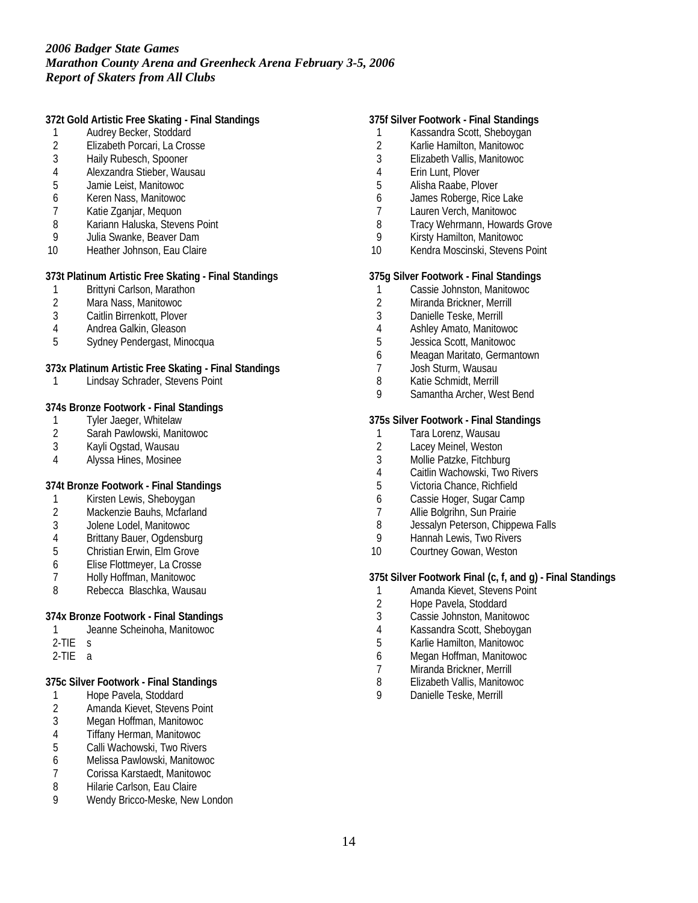*2006 Badger State Games*
*Marathon County Arena and Greenheck Arena February 3-5, 2006*
*Report of Skaters from All Clubs*

**372t Gold Artistic Free Skating - Final Standings**

1 Audrey Becker, Stoddard
2 Elizabeth Porcari, La Crosse
3 Haily Rubesch, Spooner
4 Alexzandra Stieber, Wausau
5 Jamie Leist, Manitowoc
6 Keren Nass, Manitowoc
7 Katie Zganjar, Mequon
8 Kariann Haluska, Stevens Point
9 Julia Swanke, Beaver Dam
10 Heather Johnson, Eau Claire

**373t Platinum Artistic Free Skating - Final Standings**

1 Brittyni Carlson, Marathon
2 Mara Nass, Manitowoc
3 Caitlin Birrenkott, Plover
4 Andrea Galkin, Gleason
5 Sydney Pendergast, Minocqua

**373x Platinum Artistic Free Skating - Final Standings**

1 Lindsay Schrader, Stevens Point

**374s Bronze Footwork - Final Standings**

1 Tyler Jaeger, Whitelaw
2 Sarah Pawlowski, Manitowoc
3 Kayli Ogstad, Wausau
4 Alyssa Hines, Mosinee

**374t Bronze Footwork - Final Standings**

1 Kirsten Lewis, Sheboygan
2 Mackenzie Bauhs, Mcfarland
3 Jolene Lodel, Manitowoc
4 Brittany Bauer, Ogdensburg
5 Christian Erwin, Elm Grove
6 Elise Flottmeyer, La Crosse
7 Holly Hoffman, Manitowoc
8 Rebecca Blaschka, Wausau

**374x Bronze Footwork - Final Standings**

1 Jeanne Scheinoha, Manitowoc
2-TIE s
2-TIE a

**375c Silver Footwork - Final Standings**

1 Hope Pavela, Stoddard
2 Amanda Kievet, Stevens Point
3 Megan Hoffman, Manitowoc
4 Tiffany Herman, Manitowoc
5 Calli Wachowski, Two Rivers
6 Melissa Pawlowski, Manitowoc
7 Corissa Karstaedt, Manitowoc
8 Hilarie Carlson, Eau Claire
9 Wendy Bricco-Meske, New London

**375f Silver Footwork - Final Standings**

1 Kassandra Scott, Sheboygan
2 Karlie Hamilton, Manitowoc
3 Elizabeth Vallis, Manitowoc
4 Erin Lunt, Plover
5 Alisha Raabe, Plover
6 James Roberge, Rice Lake
7 Lauren Verch, Manitowoc
8 Tracy Wehrmann, Howards Grove
9 Kirsty Hamilton, Manitowoc
10 Kendra Moscinski, Stevens Point

**375g Silver Footwork - Final Standings**

1 Cassie Johnston, Manitowoc
2 Miranda Brickner, Merrill
3 Danielle Teske, Merrill
4 Ashley Amato, Manitowoc
5 Jessica Scott, Manitowoc
6 Meagan Maritato, Germantown
7 Josh Sturm, Wausau
8 Katie Schmidt, Merrill
9 Samantha Archer, West Bend

**375s Silver Footwork - Final Standings**

1 Tara Lorenz, Wausau
2 Lacey Meinel, Weston
3 Mollie Patzke, Fitchburg
4 Caitlin Wachowski, Two Rivers
5 Victoria Chance, Richfield
6 Cassie Hoger, Sugar Camp
7 Allie Bolgrihn, Sun Prairie
8 Jessalyn Peterson, Chippewa Falls
9 Hannah Lewis, Two Rivers
10 Courtney Gowan, Weston

**375t Silver Footwork Final (c, f, and g) - Final Standings**

1 Amanda Kievet, Stevens Point
2 Hope Pavela, Stoddard
3 Cassie Johnston, Manitowoc
4 Kassandra Scott, Sheboygan
5 Karlie Hamilton, Manitowoc
6 Megan Hoffman, Manitowoc
7 Miranda Brickner, Merrill
8 Elizabeth Vallis, Manitowoc
9 Danielle Teske, Merrill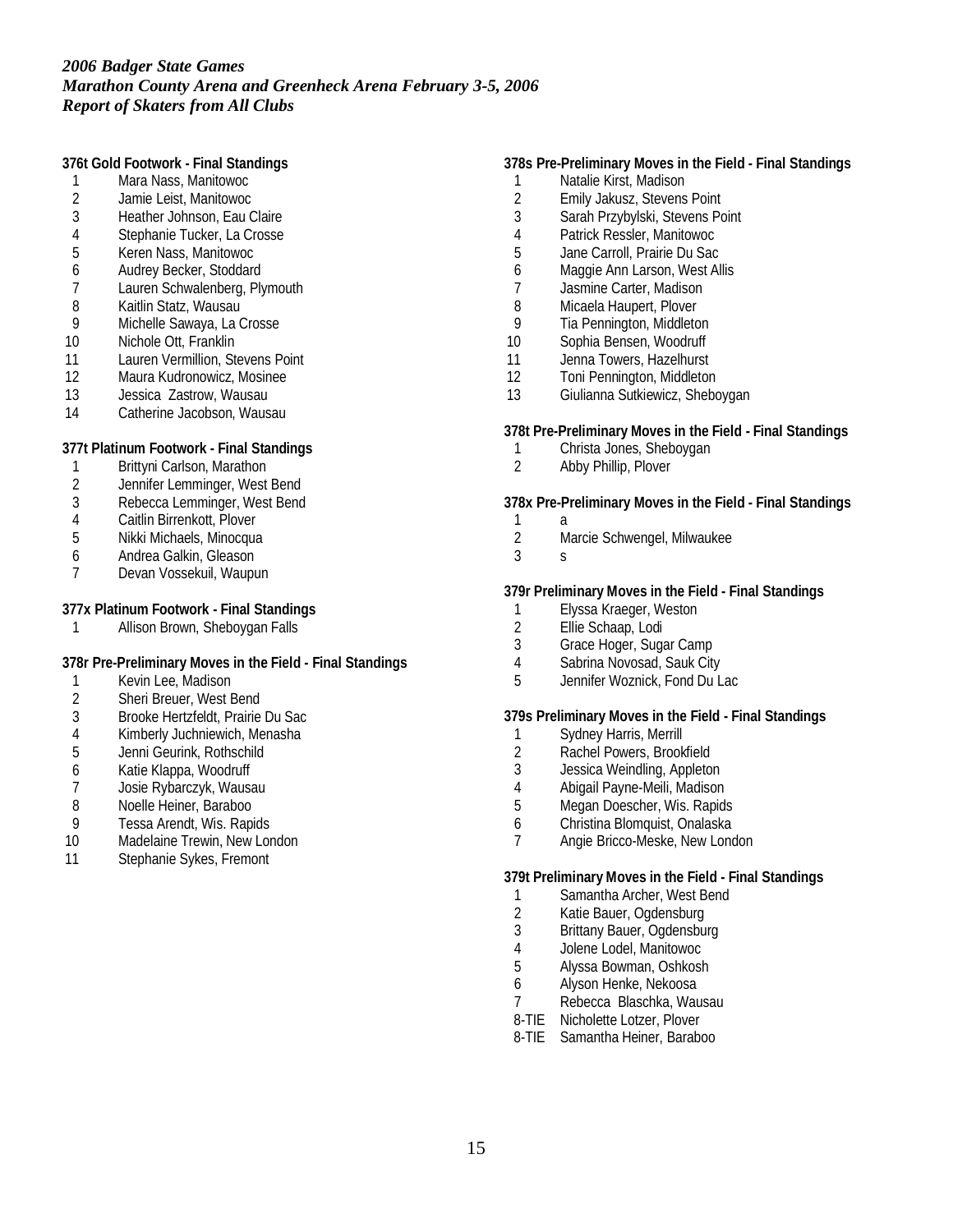*2006 Badger State Games*
*Marathon County Arena and Greenheck Arena February 3-5, 2006*
*Report of Skaters from All Clubs*

**376t Gold Footwork - Final Standings**

1 Mara Nass, Manitowoc
2 Jamie Leist, Manitowoc
3 Heather Johnson, Eau Claire
4 Stephanie Tucker, La Crosse
5 Keren Nass, Manitowoc
6 Audrey Becker, Stoddard
7 Lauren Schwalenberg, Plymouth
8 Kaitlin Statz, Wausau
9 Michelle Sawaya, La Crosse
10 Nichole Ott, Franklin
11 Lauren Vermillion, Stevens Point
12 Maura Kudronowicz, Mosinee
13 Jessica Zastrow, Wausau
14 Catherine Jacobson, Wausau

**377t Platinum Footwork - Final Standings**

1 Brittyni Carlson, Marathon
2 Jennifer Lemminger, West Bend
3 Rebecca Lemminger, West Bend
4 Caitlin Birrenkott, Plover
5 Nikki Michaels, Minocqua
6 Andrea Galkin, Gleason
7 Devan Vossekuil, Waupun

**377x Platinum Footwork - Final Standings**

1 Allison Brown, Sheboygan Falls

**378r Pre-Preliminary Moves in the Field - Final Standings**

1 Kevin Lee, Madison
2 Sheri Breuer, West Bend
3 Brooke Hertzfeldt, Prairie Du Sac
4 Kimberly Juchniewich, Menasha
5 Jenni Geurink, Rothschild
6 Katie Klappa, Woodruff
7 Josie Rybarczyk, Wausau
8 Noelle Heiner, Baraboo
9 Tessa Arendt, Wis. Rapids
10 Madelaine Trewin, New London
11 Stephanie Sykes, Fremont

**378s Pre-Preliminary Moves in the Field - Final Standings**

1 Natalie Kirst, Madison
2 Emily Jakusz, Stevens Point
3 Sarah Przybylski, Stevens Point
4 Patrick Ressler, Manitowoc
5 Jane Carroll, Prairie Du Sac
6 Maggie Ann Larson, West Allis
7 Jasmine Carter, Madison
8 Micaela Haupert, Plover
9 Tia Pennington, Middleton
10 Sophia Bensen, Woodruff
11 Jenna Towers, Hazelhurst
12 Toni Pennington, Middleton
13 Giulianna Sutkiewicz, Sheboygan

**378t Pre-Preliminary Moves in the Field - Final Standings**

1 Christa Jones, Sheboygan
2 Abby Phillip, Plover

**378x Pre-Preliminary Moves in the Field - Final Standings**

1 a
2 Marcie Schwengel, Milwaukee
3 s

**379r Preliminary Moves in the Field - Final Standings**

1 Elyssa Kraeger, Weston
2 Ellie Schaap, Lodi
3 Grace Hoger, Sugar Camp
4 Sabrina Novosad, Sauk City
5 Jennifer Woznick, Fond Du Lac

**379s Preliminary Moves in the Field - Final Standings**

1 Sydney Harris, Merrill
2 Rachel Powers, Brookfield
3 Jessica Weindling, Appleton
4 Abigail Payne-Meili, Madison
5 Megan Doescher, Wis. Rapids
6 Christina Blomquist, Onalaska
7 Angie Bricco-Meske, New London

**379t Preliminary Moves in the Field - Final Standings**

1 Samantha Archer, West Bend
2 Katie Bauer, Ogdensburg
3 Brittany Bauer, Ogdensburg
4 Jolene Lodel, Manitowoc
5 Alyssa Bowman, Oshkosh
6 Alyson Henke, Nekoosa
7 Rebecca Blaschka, Wausau
8-TIE Nicholette Lotzer, Plover
8-TIE Samantha Heiner, Baraboo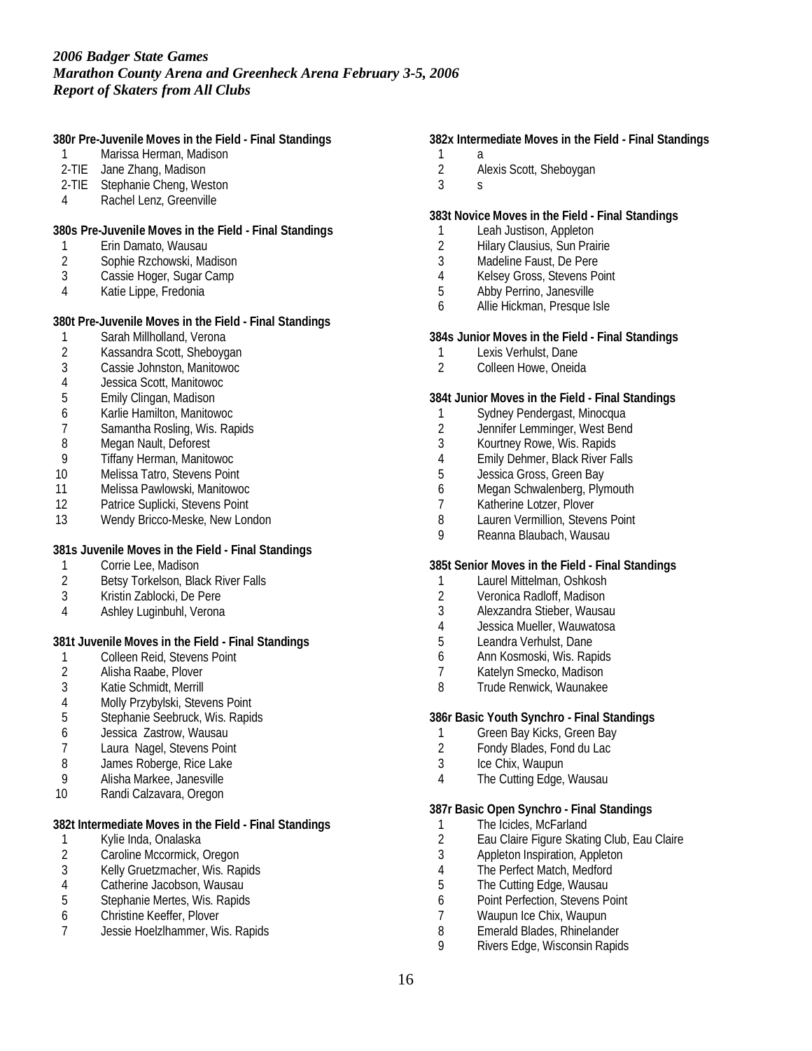*2006 Badger State Games*
*Marathon County Arena and Greenheck Arena February 3-5, 2006*
*Report of Skaters from All Clubs*

**380r Pre-Juvenile Moves in the Field - Final Standings**

1 Marissa Herman, Madison
2-TIE Jane Zhang, Madison
2-TIE Stephanie Cheng, Weston
4 Rachel Lenz, Greenville

**380s Pre-Juvenile Moves in the Field - Final Standings**

1 Erin Damato, Wausau
2 Sophie Rzchowski, Madison
3 Cassie Hoger, Sugar Camp
4 Katie Lippe, Fredonia

**380t Pre-Juvenile Moves in the Field - Final Standings**

1 Sarah Millholland, Verona
2 Kassandra Scott, Sheboygan
3 Cassie Johnston, Manitowoc
4 Jessica Scott, Manitowoc
5 Emily Clingan, Madison
6 Karlie Hamilton, Manitowoc
7 Samantha Rosling, Wis. Rapids
8 Megan Nault, Deforest
9 Tiffany Herman, Manitowoc
10 Melissa Tatro, Stevens Point
11 Melissa Pawlowski, Manitowoc
12 Patrice Suplicki, Stevens Point
13 Wendy Bricco-Meske, New London

**381s Juvenile Moves in the Field - Final Standings**

1 Corrie Lee, Madison
2 Betsy Torkelson, Black River Falls
3 Kristin Zablocki, De Pere
4 Ashley Luginbuhl, Verona

**381t Juvenile Moves in the Field - Final Standings**

1 Colleen Reid, Stevens Point
2 Alisha Raabe, Plover
3 Katie Schmidt, Merrill
4 Molly Przybylski, Stevens Point
5 Stephanie Seebruck, Wis. Rapids
6 Jessica Zastrow, Wausau
7 Laura Nagel, Stevens Point
8 James Roberge, Rice Lake
9 Alisha Markee, Janesville
10 Randi Calzavara, Oregon

**382t Intermediate Moves in the Field - Final Standings**

1 Kylie Inda, Onalaska
2 Caroline Mccormick, Oregon
3 Kelly Gruetzmacher, Wis. Rapids
4 Catherine Jacobson, Wausau
5 Stephanie Mertes, Wis. Rapids
6 Christine Keeffer, Plover
7 Jessie Hoelzlhammer, Wis. Rapids

**382x Intermediate Moves in the Field - Final Standings**

1 a
2 Alexis Scott, Sheboygan
3 s

**383t Novice Moves in the Field - Final Standings**

1 Leah Justison, Appleton
2 Hilary Clausius, Sun Prairie
3 Madeline Faust, De Pere
4 Kelsey Gross, Stevens Point
5 Abby Perrino, Janesville
6 Allie Hickman, Presque Isle

**384s Junior Moves in the Field - Final Standings**

1 Lexis Verhulst, Dane
2 Colleen Howe, Oneida

**384t Junior Moves in the Field - Final Standings**

1 Sydney Pendergast, Minocqua
2 Jennifer Lemminger, West Bend
3 Kourtney Rowe, Wis. Rapids
4 Emily Dehmer, Black River Falls
5 Jessica Gross, Green Bay
6 Megan Schwalenberg, Plymouth
7 Katherine Lotzer, Plover
8 Lauren Vermillion, Stevens Point
9 Reanna Blaubach, Wausau

**385t Senior Moves in the Field - Final Standings**

1 Laurel Mittelman, Oshkosh
2 Veronica Radloff, Madison
3 Alexzandra Stieber, Wausau
4 Jessica Mueller, Wauwatosa
5 Leandra Verhulst, Dane
6 Ann Kosmoski, Wis. Rapids
7 Katelyn Smecko, Madison
8 Trude Renwick, Waunakee

**386r Basic Youth Synchro - Final Standings**

1 Green Bay Kicks, Green Bay
2 Fondy Blades, Fond du Lac
3 Ice Chix, Waupun
4 The Cutting Edge, Wausau

**387r Basic Open Synchro - Final Standings**

1 The Icicles, McFarland
2 Eau Claire Figure Skating Club, Eau Claire
3 Appleton Inspiration, Appleton
4 The Perfect Match, Medford
5 The Cutting Edge, Wausau
6 Point Perfection, Stevens Point
7 Waupun Ice Chix, Waupun
8 Emerald Blades, Rhinelander
9 Rivers Edge, Wisconsin Rapids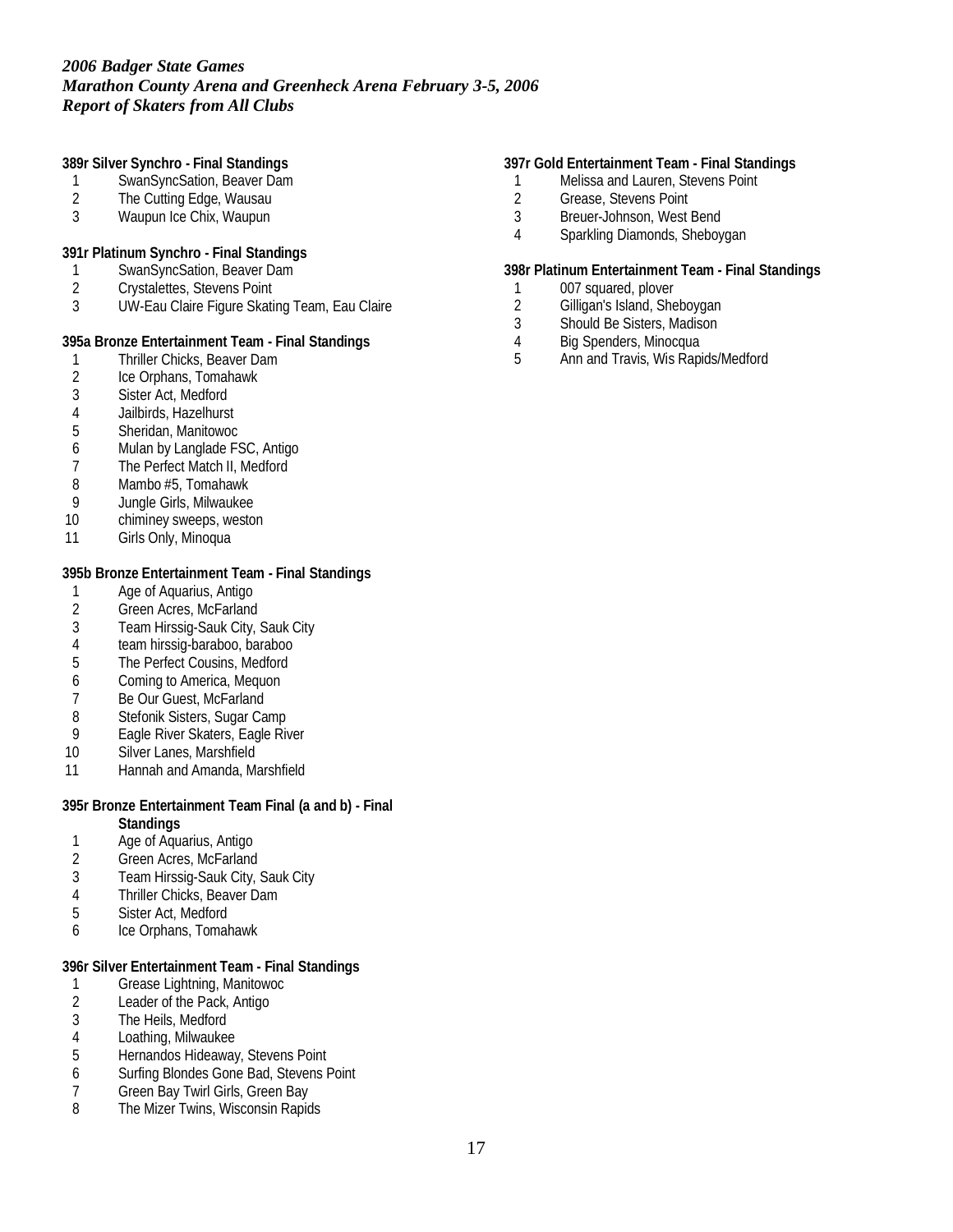*2006 Badger State Games*
*Marathon County Arena and Greenheck Arena February 3-5, 2006*
*Report of Skaters from All Clubs*

**389r Silver Synchro - Final Standings**

1. SwanSyncSation, Beaver Dam
2. The Cutting Edge, Wausau
3. Waupun Ice Chix, Waupun

**391r Platinum Synchro - Final Standings**

1. SwanSyncSation, Beaver Dam
2. Crystalettes, Stevens Point
3. UW-Eau Claire Figure Skating Team, Eau Claire

**395a Bronze Entertainment Team - Final Standings**

1. Thriller Chicks, Beaver Dam
2. Ice Orphans, Tomahawk
3. Sister Act, Medford
4. Jailbirds, Hazelhurst
5. Sheridan, Manitowoc
6. Mulan by Langlade FSC, Antigo
7. The Perfect Match II, Medford
8. Mambo #5, Tomahawk
9. Jungle Girls, Milwaukee
10. chiminey sweeps, weston
11. Girls Only, Minoqua

**395b Bronze Entertainment Team - Final Standings**

1. Age of Aquarius, Antigo
2. Green Acres, McFarland
3. Team Hirssig-Sauk City, Sauk City
4. team hirssig-baraboo, baraboo
5. The Perfect Cousins, Medford
6. Coming to America, Mequon
7. Be Our Guest, McFarland
8. Stefonik Sisters, Sugar Camp
9. Eagle River Skaters, Eagle River
10. Silver Lanes, Marshfield
11. Hannah and Amanda, Marshfield

**395r Bronze Entertainment Team Final (a and b) - Final Standings**

1. Age of Aquarius, Antigo
2. Green Acres, McFarland
3. Team Hirssig-Sauk City, Sauk City
4. Thriller Chicks, Beaver Dam
5. Sister Act, Medford
6. Ice Orphans, Tomahawk

**396r Silver Entertainment Team - Final Standings**

1. Grease Lightning, Manitowoc
2. Leader of the Pack, Antigo
3. The Heils, Medford
4. Loathing, Milwaukee
5. Hernandos Hideaway, Stevens Point
6. Surfing Blondes Gone Bad, Stevens Point
7. Green Bay Twirl Girls, Green Bay
8. The Mizer Twins, Wisconsin Rapids

**397r Gold Entertainment Team - Final Standings**

1. Melissa and Lauren, Stevens Point
2. Grease, Stevens Point
3. Breuer-Johnson, West Bend
4. Sparkling Diamonds, Sheboygan

**398r Platinum Entertainment Team - Final Standings**

1. 007 squared, plover
2. Gilligan's Island, Sheboygan
3. Should Be Sisters, Madison
4. Big Spenders, Minocqua
5. Ann and Travis, Wis Rapids/Medford